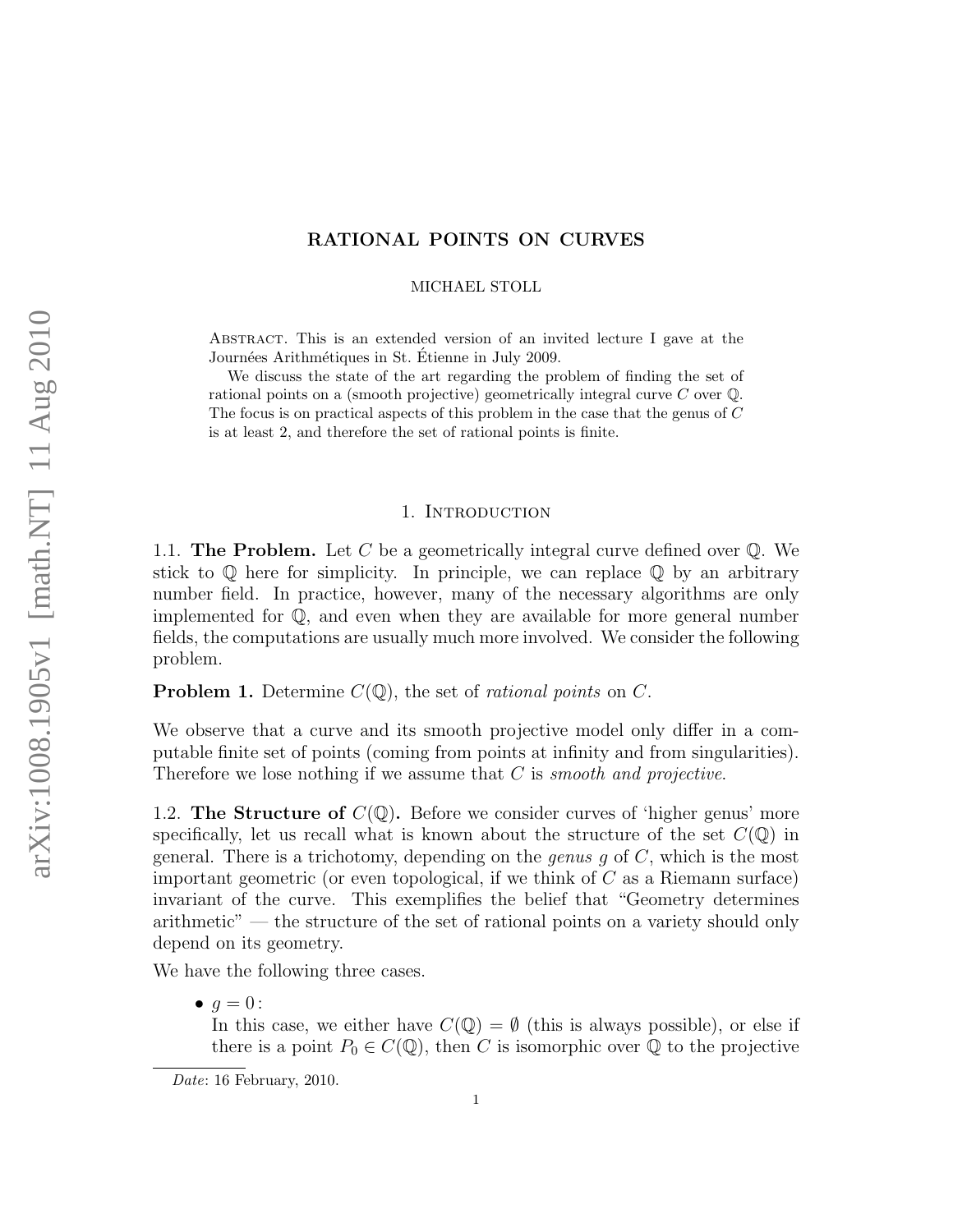# RATIONAL POINTS ON CURVES

MICHAEL STOLL

Abstract. This is an extended version of an invited lecture I gave at the Journées Arithmétiques in St. Étienne in July 2009.

We discuss the state of the art regarding the problem of finding the set of rational points on a (smooth projective) geometrically integral curve $C$ over $\mathbb{Q}$. The focus is on practical aspects of this problem in the case that the genus of $C$ is at least 2, and therefore the set of rational points is finite.

## 1. Introduction

1.1. **The Problem.** Let $C$ be a geometrically integral curve defined over $\mathbb{Q}$. We stick to $\mathbb{Q}$ here for simplicity. In principle, we can replace $\mathbb{Q}$ by an arbitrary number field. In practice, however, many of the necessary algorithms are only implemented for $\mathbb{Q}$, and even when they are available for more general number fields, the computations are usually much more involved. We consider the following problem.

**Problem 1.** Determine $C(\mathbb{Q})$, the set of *rational points* on $C$.

We observe that a curve and its smooth projective model only differ in a computable finite set of points (coming from points at infinity and from singularities). Therefore we lose nothing if we assume that $C$ is *smooth and projective*.

1.2. **The Structure of $C(\mathbb{Q})$.** Before we consider curves of 'higher genus' more specifically, let us recall what is known about the structure of the set $C(\mathbb{Q})$ in general. There is a trichotomy, depending on the *genus* $g$ of $C$, which is the most important geometric (or even topological, if we think of $C$ as a Riemann surface) invariant of the curve. This exemplifies the belief that "Geometry determines arithmetic" — the structure of the set of rational points on a variety should only depend on its geometry.

We have the following three cases.

- $g = 0$:
  In this case, we either have $C(\mathbb{Q}) = \emptyset$ (this is always possible), or else if there is a point $P_0 \in C(\mathbb{Q})$, then $C$ is isomorphic over $\mathbb{Q}$ to the projective

*Date*: 16 February, 2010.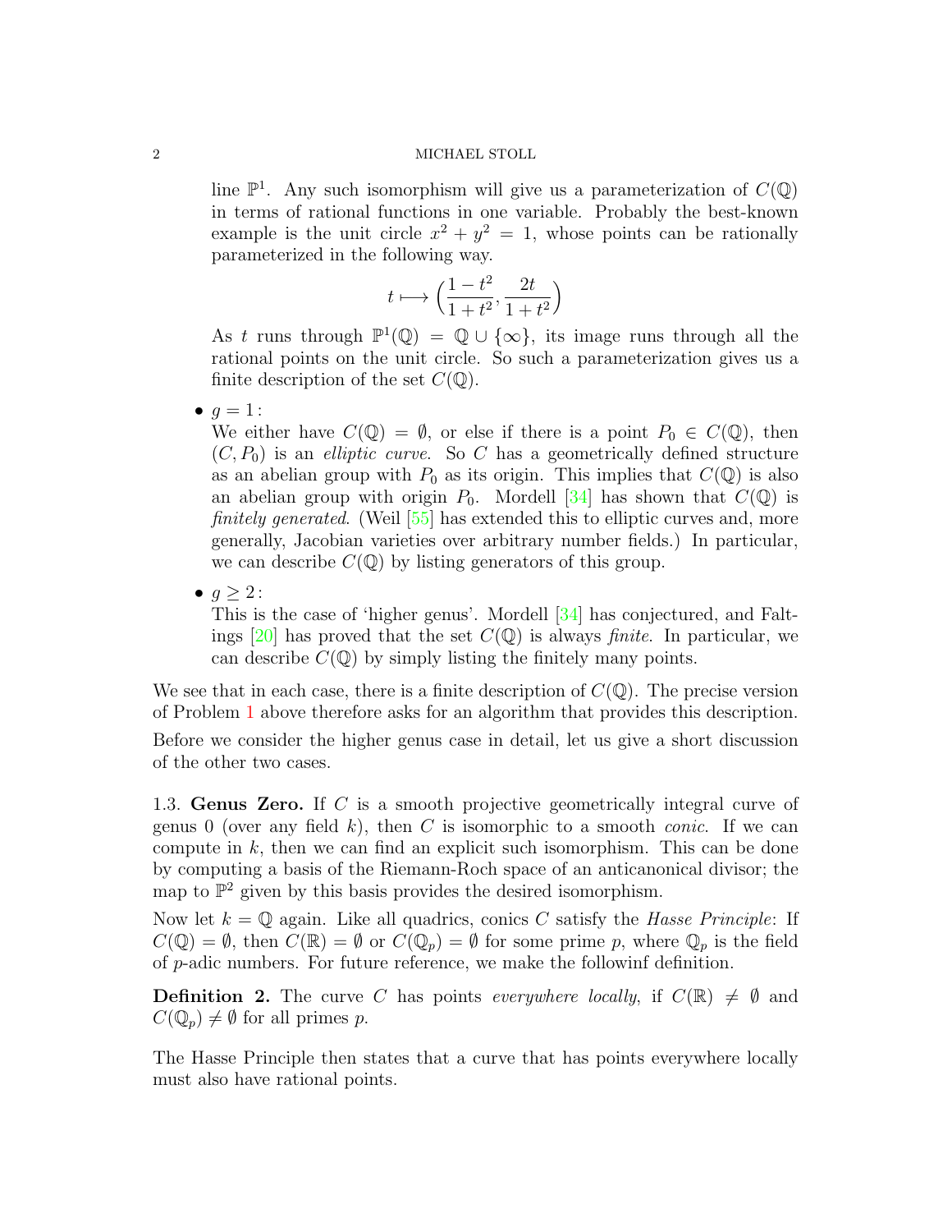line $\mathbb{P}^1$. Any such isomorphism will give us a parameterization of $C(\mathbb{Q})$ in terms of rational functions in one variable. Probably the best-known example is the unit circle $x^2 + y^2 = 1$, whose points can be rationally parameterized in the following way.

$$t \longmapsto \Big(\frac{1-t^2}{1+t^2}, \frac{2t}{1+t^2}\Big)$$

As $t$ runs through $\mathbb{P}^1(\mathbb{Q}) = \mathbb{Q} \cup \{\infty\}$, its image runs through all the rational points on the unit circle. So such a parameterization gives us a finite description of the set $C(\mathbb{Q})$.

- $g = 1$:
  We either have $C(\mathbb{Q}) = \emptyset$, or else if there is a point $P_0 \in C(\mathbb{Q})$, then $(C, P_0)$ is an *elliptic curve*. So $C$ has a geometrically defined structure as an abelian group with $P_0$ as its origin. This implies that $C(\mathbb{Q})$ is also an abelian group with origin $P_0$. Mordell [34] has shown that $C(\mathbb{Q})$ is *finitely generated*. (Weil [55] has extended this to elliptic curves and, more generally, Jacobian varieties over arbitrary number fields.) In particular, we can describe $C(\mathbb{Q})$ by listing generators of this group.

- $g \geq 2$:
  This is the case of 'higher genus'. Mordell [34] has conjectured, and Faltings [20] has proved that the set $C(\mathbb{Q})$ is always *finite*. In particular, we can describe $C(\mathbb{Q})$ by simply listing the finitely many points.

We see that in each case, there is a finite description of $C(\mathbb{Q})$. The precise version of Problem 1 above therefore asks for an algorithm that provides this description.

Before we consider the higher genus case in detail, let us give a short discussion of the other two cases.

1.3. **Genus Zero.** If $C$ is a smooth projective geometrically integral curve of genus 0 (over any field $k$), then $C$ is isomorphic to a smooth *conic*. If we can compute in $k$, then we can find an explicit such isomorphism. This can be done by computing a basis of the Riemann-Roch space of an anticanonical divisor; the map to $\mathbb{P}^2$ given by this basis provides the desired isomorphism.

Now let $k = \mathbb{Q}$ again. Like all quadrics, conics $C$ satisfy the *Hasse Principle*: If $C(\mathbb{Q}) = \emptyset$, then $C(\mathbb{R}) = \emptyset$ or $C(\mathbb{Q}_p) = \emptyset$ for some prime $p$, where $\mathbb{Q}_p$ is the field of $p$-adic numbers. For future reference, we make the followinf definition.

**Definition 2.** The curve $C$ has points *everywhere locally*, if $C(\mathbb{R}) \neq \emptyset$ and $C(\mathbb{Q}_p) \neq \emptyset$ for all primes $p$.

The Hasse Principle then states that a curve that has points everywhere locally must also have rational points.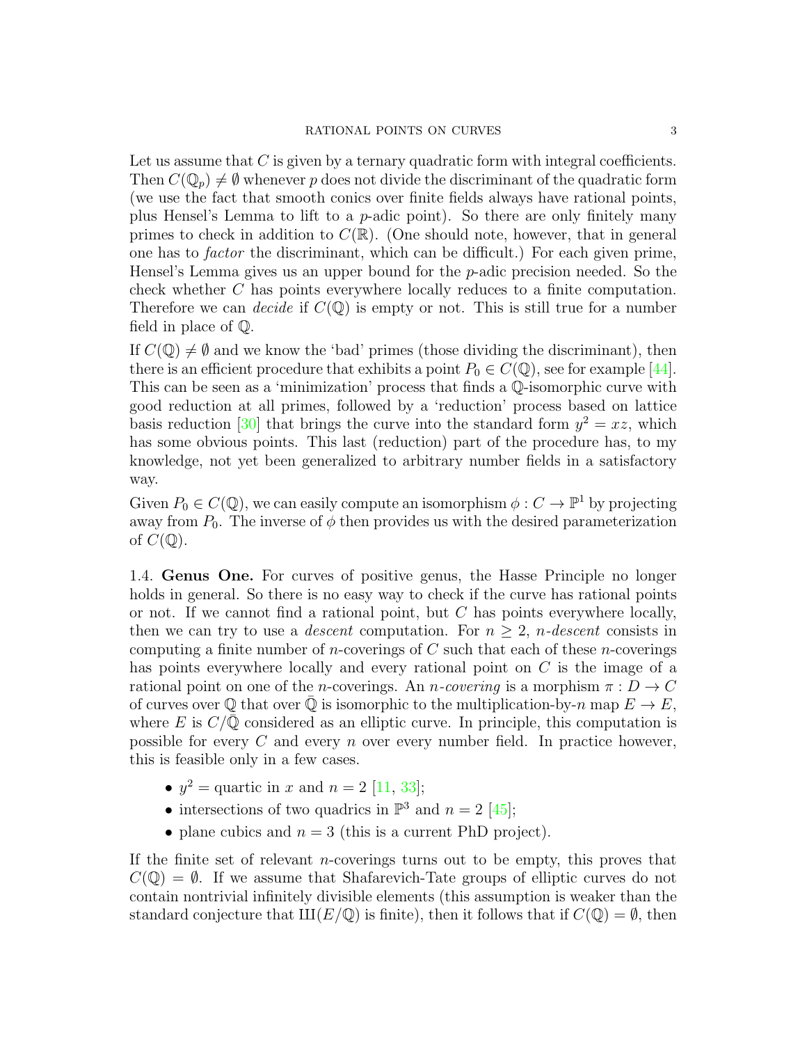Let us assume that $C$ is given by a ternary quadratic form with integral coefficients. Then $C(\mathbb{Q}_p) \neq \emptyset$ whenever $p$ does not divide the discriminant of the quadratic form (we use the fact that smooth conics over finite fields always have rational points, plus Hensel's Lemma to lift to a $p$-adic point). So there are only finitely many primes to check in addition to $C(\mathbb{R})$. (One should note, however, that in general one has to *factor* the discriminant, which can be difficult.) For each given prime, Hensel's Lemma gives us an upper bound for the $p$-adic precision needed. So the check whether $C$ has points everywhere locally reduces to a finite computation. Therefore we can *decide* if $C(\mathbb{Q})$ is empty or not. This is still true for a number field in place of $\mathbb{Q}$.

If $C(\mathbb{Q}) \neq \emptyset$ and we know the 'bad' primes (those dividing the discriminant), then there is an efficient procedure that exhibits a point $P_0 \in C(\mathbb{Q})$, see for example [44]. This can be seen as a 'minimization' process that finds a $\mathbb{Q}$-isomorphic curve with good reduction at all primes, followed by a 'reduction' process based on lattice basis reduction [30] that brings the curve into the standard form $y^2 = xz$, which has some obvious points. This last (reduction) part of the procedure has, to my knowledge, not yet been generalized to arbitrary number fields in a satisfactory way.

Given $P_0 \in C(\mathbb{Q})$, we can easily compute an isomorphism $\phi : C \to \mathbb{P}^1$ by projecting away from $P_0$. The inverse of $\phi$ then provides us with the desired parameterization of $C(\mathbb{Q})$.

### 1.4. Genus One.

For curves of positive genus, the Hasse Principle no longer holds in general. So there is no easy way to check if the curve has rational points or not. If we cannot find a rational point, but $C$ has points everywhere locally, then we can try to use a *descent* computation. For $n \geq 2$, *$n$-descent* consists in computing a finite number of $n$-coverings of $C$ such that each of these $n$-coverings has points everywhere locally and every rational point on $C$ is the image of a rational point on one of the $n$-coverings. An *$n$-covering* is a morphism $\pi : D \to C$ of curves over $\mathbb{Q}$ that over $\bar{\mathbb{Q}}$ is isomorphic to the multiplication-by-$n$ map $E \to E$, where $E$ is $C/\bar{\mathbb{Q}}$ considered as an elliptic curve. In principle, this computation is possible for every $C$ and every $n$ over every number field. In practice however, this is feasible only in a few cases.

- $y^2 =$ quartic in $x$ and $n = 2$ [11, 33];
- intersections of two quadrics in $\mathbb{P}^3$ and $n = 2$ [45];
- plane cubics and $n = 3$ (this is a current PhD project).

If the finite set of relevant $n$-coverings turns out to be empty, this proves that $C(\mathbb{Q}) = \emptyset$. If we assume that Shafarevich-Tate groups of elliptic curves do not contain nontrivial infinitely divisible elements (this assumption is weaker than the standard conjecture that $Ш(E/\mathbb{Q})$ is finite), then it follows that if $C(\mathbb{Q}) = \emptyset$, then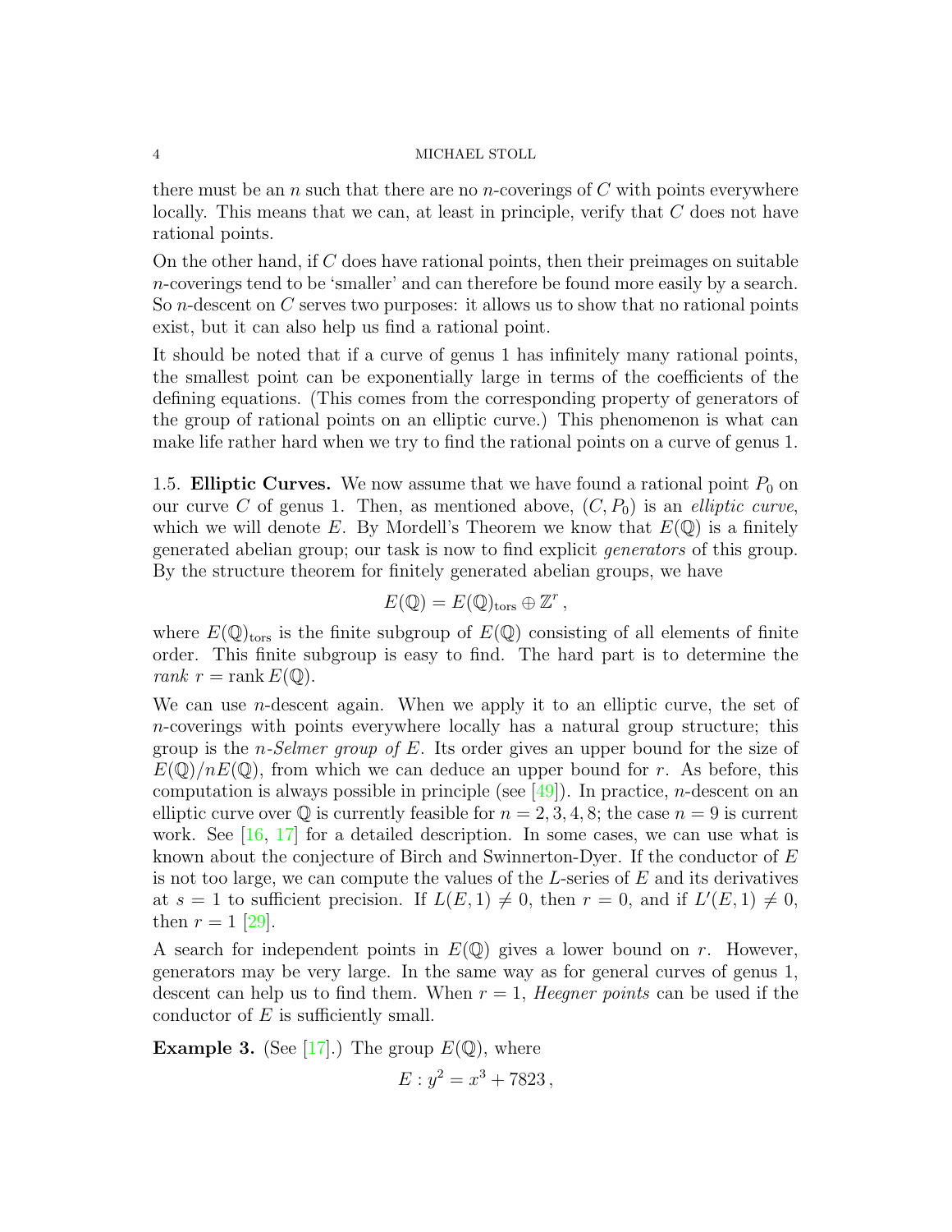there must be an $n$ such that there are no $n$-coverings of $C$ with points everywhere locally. This means that we can, at least in principle, verify that $C$ does not have rational points.

On the other hand, if $C$ does have rational points, then their preimages on suitable $n$-coverings tend to be 'smaller' and can therefore be found more easily by a search. So $n$-descent on $C$ serves two purposes: it allows us to show that no rational points exist, but it can also help us find a rational point.

It should be noted that if a curve of genus 1 has infinitely many rational points, the smallest point can be exponentially large in terms of the coefficients of the defining equations. (This comes from the corresponding property of generators of the group of rational points on an elliptic curve.) This phenomenon is what can make life rather hard when we try to find the rational points on a curve of genus 1.

1.5. **Elliptic Curves.** We now assume that we have found a rational point $P_0$ on our curve $C$ of genus 1. Then, as mentioned above, $(C, P_0)$ is an *elliptic curve*, which we will denote $E$. By Mordell's Theorem we know that $E(\mathbb{Q})$ is a finitely generated abelian group; our task is now to find explicit *generators* of this group. By the structure theorem for finitely generated abelian groups, we have

$$E(\mathbb{Q}) = E(\mathbb{Q})_{\text{tors}} \oplus \mathbb{Z}^r \,,$$

where $E(\mathbb{Q})_{\text{tors}}$ is the finite subgroup of $E(\mathbb{Q})$ consisting of all elements of finite order. This finite subgroup is easy to find. The hard part is to determine the *rank* $r = \operatorname{rank} E(\mathbb{Q})$.

We can use $n$-descent again. When we apply it to an elliptic curve, the set of $n$-coverings with points everywhere locally has a natural group structure; this group is the *$n$-Selmer group of $E$*. Its order gives an upper bound for the size of $E(\mathbb{Q})/nE(\mathbb{Q})$, from which we can deduce an upper bound for $r$. As before, this computation is always possible in principle (see [49]). In practice, $n$-descent on an elliptic curve over $\mathbb{Q}$ is currently feasible for $n = 2, 3, 4, 8$; the case $n = 9$ is current work. See [16, 17] for a detailed description. In some cases, we can use what is known about the conjecture of Birch and Swinnerton-Dyer. If the conductor of $E$ is not too large, we can compute the values of the $L$-series of $E$ and its derivatives at $s = 1$ to sufficient precision. If $L(E, 1) \neq 0$, then $r = 0$, and if $L'(E, 1) \neq 0$, then $r = 1$ [29].

A search for independent points in $E(\mathbb{Q})$ gives a lower bound on $r$. However, generators may be very large. In the same way as for general curves of genus 1, descent can help us to find them. When $r = 1$, *Heegner points* can be used if the conductor of $E$ is sufficiently small.

**Example 3.** (See [17].) The group $E(\mathbb{Q})$, where

$$E : y^2 = x^3 + 7823 \,,$$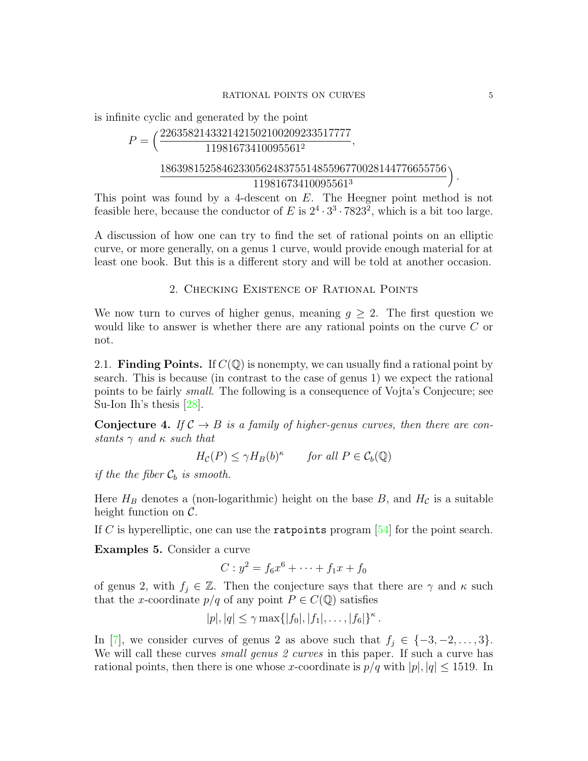is infinite cyclic and generated by the point

$$P = \Big(\frac{226358214332142150210020923351777 7}{11981673410095561^2},$$

$$\frac{186398152584623305624837551485596770028144776655756}{11981673410095561^3}\Big).$$

This point was found by a 4-descent on $E$. The Heegner point method is not feasible here, because the conductor of $E$ is $2^4 \cdot 3^3 \cdot 7823^2$, which is a bit too large.

A discussion of how one can try to find the set of rational points on an elliptic curve, or more generally, on a genus 1 curve, would provide enough material for at least one book. But this is a different story and will be told at another occasion.

## 2. Checking Existence of Rational Points

We now turn to curves of higher genus, meaning $g \geq 2$. The first question we would like to answer is whether there are any rational points on the curve $C$ or not.

2.1. **Finding Points.** If $C(\mathbb{Q})$ is nonempty, we can usually find a rational point by search. This is because (in contrast to the case of genus 1) we expect the rational points to be fairly *small*. The following is a consequence of Vojta's Conjecure; see Su-Ion Ih's thesis [28].

**Conjecture 4.** *If $\mathcal{C} \to B$ is a family of higher-genus curves, then there are constants $\gamma$ and $\kappa$ such that*

$$H_{\mathcal{C}}(P) \leq \gamma H_B(b)^{\kappa} \qquad \text{for all } P \in \mathcal{C}_b(\mathbb{Q})$$

*if the the fiber $\mathcal{C}_b$ is smooth.*

Here $H_B$ denotes a (non-logarithmic) height on the base $B$, and $H_{\mathcal{C}}$ is a suitable height function on $\mathcal{C}$.

If $C$ is hyperelliptic, one can use the `ratpoints` program [54] for the point search.

**Examples 5.** Consider a curve

$$C : y^2 = f_6 x^6 + \cdots + f_1 x + f_0$$

of genus 2, with $f_j \in \mathbb{Z}$. Then the conjecture says that there are $\gamma$ and $\kappa$ such that the $x$-coordinate $p/q$ of any point $P \in C(\mathbb{Q})$ satisfies

$$|p|, |q| \leq \gamma \max\{|f_0|, |f_1|, \ldots, |f_6|\}^{\kappa}.$$

In [7], we consider curves of genus 2 as above such that $f_j \in \{-3, -2, \ldots, 3\}$. We will call these curves *small genus 2 curves* in this paper. If such a curve has rational points, then there is one whose $x$-coordinate is $p/q$ with $|p|, |q| \leq 1519$. In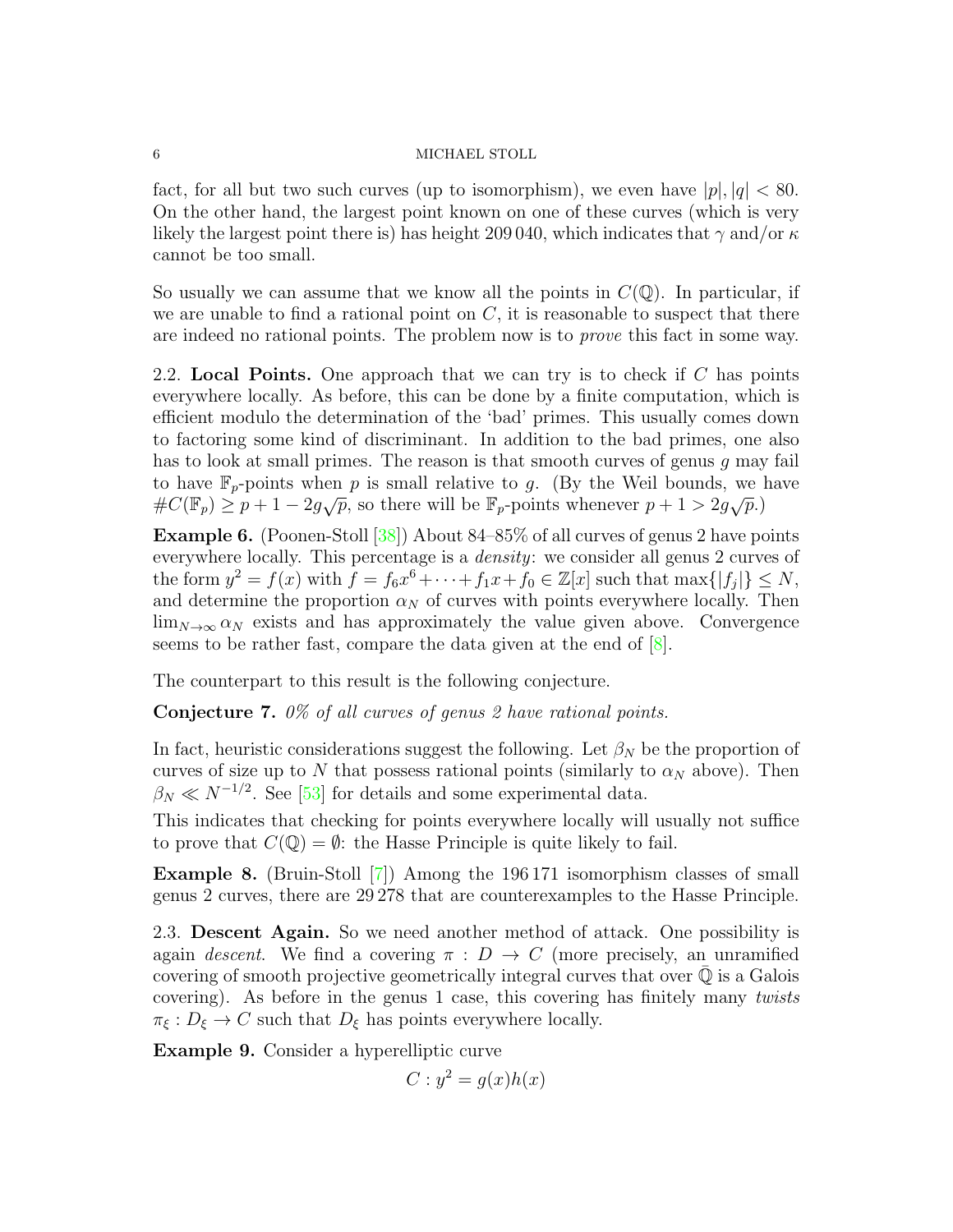fact, for all but two such curves (up to isomorphism), we even have $|p|, |q| < 80$. On the other hand, the largest point known on one of these curves (which is very likely the largest point there is) has height 209 040, which indicates that $\gamma$ and/or $\kappa$ cannot be too small.

So usually we can assume that we know all the points in $C(\mathbb{Q})$. In particular, if we are unable to find a rational point on $C$, it is reasonable to suspect that there are indeed no rational points. The problem now is to *prove* this fact in some way.

2.2. **Local Points.** One approach that we can try is to check if $C$ has points everywhere locally. As before, this can be done by a finite computation, which is efficient modulo the determination of the 'bad' primes. This usually comes down to factoring some kind of discriminant. In addition to the bad primes, one also has to look at small primes. The reason is that smooth curves of genus $g$ may fail to have $\mathbb{F}_p$-points when $p$ is small relative to $g$. (By the Weil bounds, we have $\#C(\mathbb{F}_p) \geq p + 1 - 2g\sqrt{p}$, so there will be $\mathbb{F}_p$-points whenever $p + 1 > 2g\sqrt{p}$.)

**Example 6.** (Poonen-Stoll [38]) About 84–85% of all curves of genus 2 have points everywhere locally. This percentage is a *density*: we consider all genus 2 curves of the form $y^2 = f(x)$ with $f = f_6x^6 + \cdots + f_1x + f_0 \in \mathbb{Z}[x]$ such that $\max\{|f_j|\} \leq N$, and determine the proportion $\alpha_N$ of curves with points everywhere locally. Then $\lim_{N\to\infty} \alpha_N$ exists and has approximately the value given above. Convergence seems to be rather fast, compare the data given at the end of [8].

The counterpart to this result is the following conjecture.

**Conjecture 7.** *0% of all curves of genus 2 have rational points.*

In fact, heuristic considerations suggest the following. Let $\beta_N$ be the proportion of curves of size up to $N$ that possess rational points (similarly to $\alpha_N$ above). Then $\beta_N \ll N^{-1/2}$. See [53] for details and some experimental data.

This indicates that checking for points everywhere locally will usually not suffice to prove that $C(\mathbb{Q}) = \emptyset$: the Hasse Principle is quite likely to fail.

**Example 8.** (Bruin-Stoll [7]) Among the 196 171 isomorphism classes of small genus 2 curves, there are 29 278 that are counterexamples to the Hasse Principle.

2.3. **Descent Again.** So we need another method of attack. One possibility is again *descent*. We find a covering $\pi : D \to C$ (more precisely, an unramified covering of smooth projective geometrically integral curves that over $\bar{\mathbb{Q}}$ is a Galois covering). As before in the genus 1 case, this covering has finitely many *twists* $\pi_\xi : D_\xi \to C$ such that $D_\xi$ has points everywhere locally.

**Example 9.** Consider a hyperelliptic curve

$$C : y^2 = g(x)h(x)$$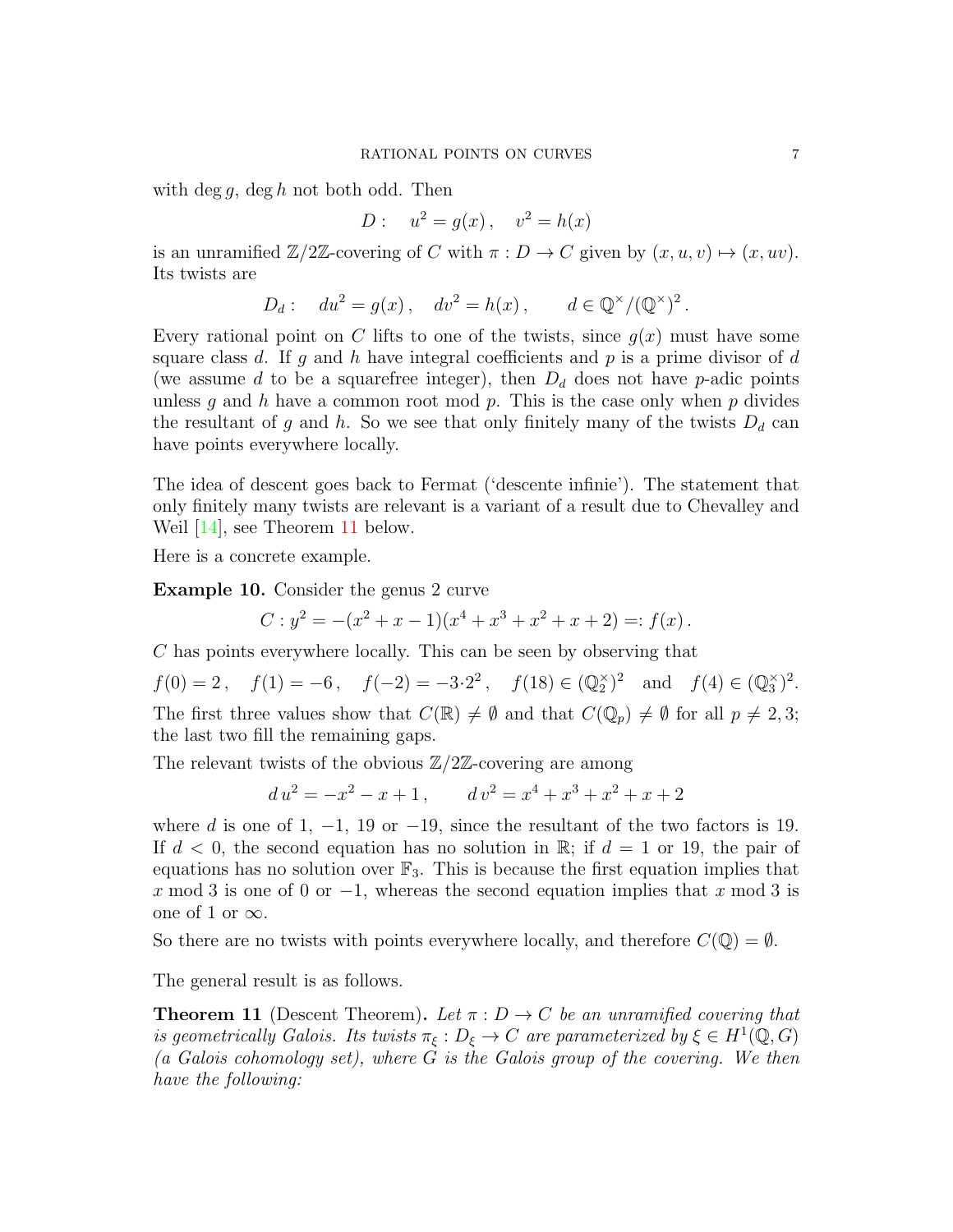with $\deg g$, $\deg h$ not both odd. Then

$$D: \quad u^2 = g(x)\,, \quad v^2 = h(x)$$

is an unramified $\mathbb{Z}/2\mathbb{Z}$-covering of $C$ with $\pi : D \to C$ given by $(x, u, v) \mapsto (x, uv)$. Its twists are

$$D_d: \quad du^2 = g(x)\,, \quad dv^2 = h(x)\,, \qquad d \in \mathbb{Q}^\times/(\mathbb{Q}^\times)^2\,.$$

Every rational point on $C$ lifts to one of the twists, since $g(x)$ must have some square class $d$. If $g$ and $h$ have integral coefficients and $p$ is a prime divisor of $d$ (we assume $d$ to be a squarefree integer), then $D_d$ does not have $p$-adic points unless $g$ and $h$ have a common root mod $p$. This is the case only when $p$ divides the resultant of $g$ and $h$. So we see that only finitely many of the twists $D_d$ can have points everywhere locally.

The idea of descent goes back to Fermat ('descente infinie'). The statement that only finitely many twists are relevant is a variant of a result due to Chevalley and Weil [14], see Theorem 11 below.

Here is a concrete example.

**Example 10.** Consider the genus 2 curve

$$C : y^2 = -(x^2 + x - 1)(x^4 + x^3 + x^2 + x + 2) =: f(x)\,.$$

$C$ has points everywhere locally. This can be seen by observing that

$$f(0) = 2\,, \quad f(1) = -6\,, \quad f(-2) = -3{\cdot}2^2\,, \quad f(18) \in (\mathbb{Q}_2^\times)^2 \quad \text{and} \quad f(4) \in (\mathbb{Q}_3^\times)^2.$$

The first three values show that $C(\mathbb{R}) \neq \emptyset$ and that $C(\mathbb{Q}_p) \neq \emptyset$ for all $p \neq 2, 3$; the last two fill the remaining gaps.

The relevant twists of the obvious $\mathbb{Z}/2\mathbb{Z}$-covering are among

$$d\,u^2 = -x^2 - x + 1\,, \qquad d\,v^2 = x^4 + x^3 + x^2 + x + 2$$

where $d$ is one of $1$, $-1$, $19$ or $-19$, since the resultant of the two factors is 19. If $d < 0$, the second equation has no solution in $\mathbb{R}$; if $d = 1$ or $19$, the pair of equations has no solution over $\mathbb{F}_3$. This is because the first equation implies that $x \bmod 3$ is one of $0$ or $-1$, whereas the second equation implies that $x \bmod 3$ is one of $1$ or $\infty$.

So there are no twists with points everywhere locally, and therefore $C(\mathbb{Q}) = \emptyset$.

The general result is as follows.

**Theorem 11** (Descent Theorem)**.** *Let $\pi : D \to C$ be an unramified covering that is geometrically Galois. Its twists $\pi_\xi : D_\xi \to C$ are parameterized by $\xi \in H^1(\mathbb{Q}, G)$ (a Galois cohomology set), where $G$ is the Galois group of the covering. We then have the following:*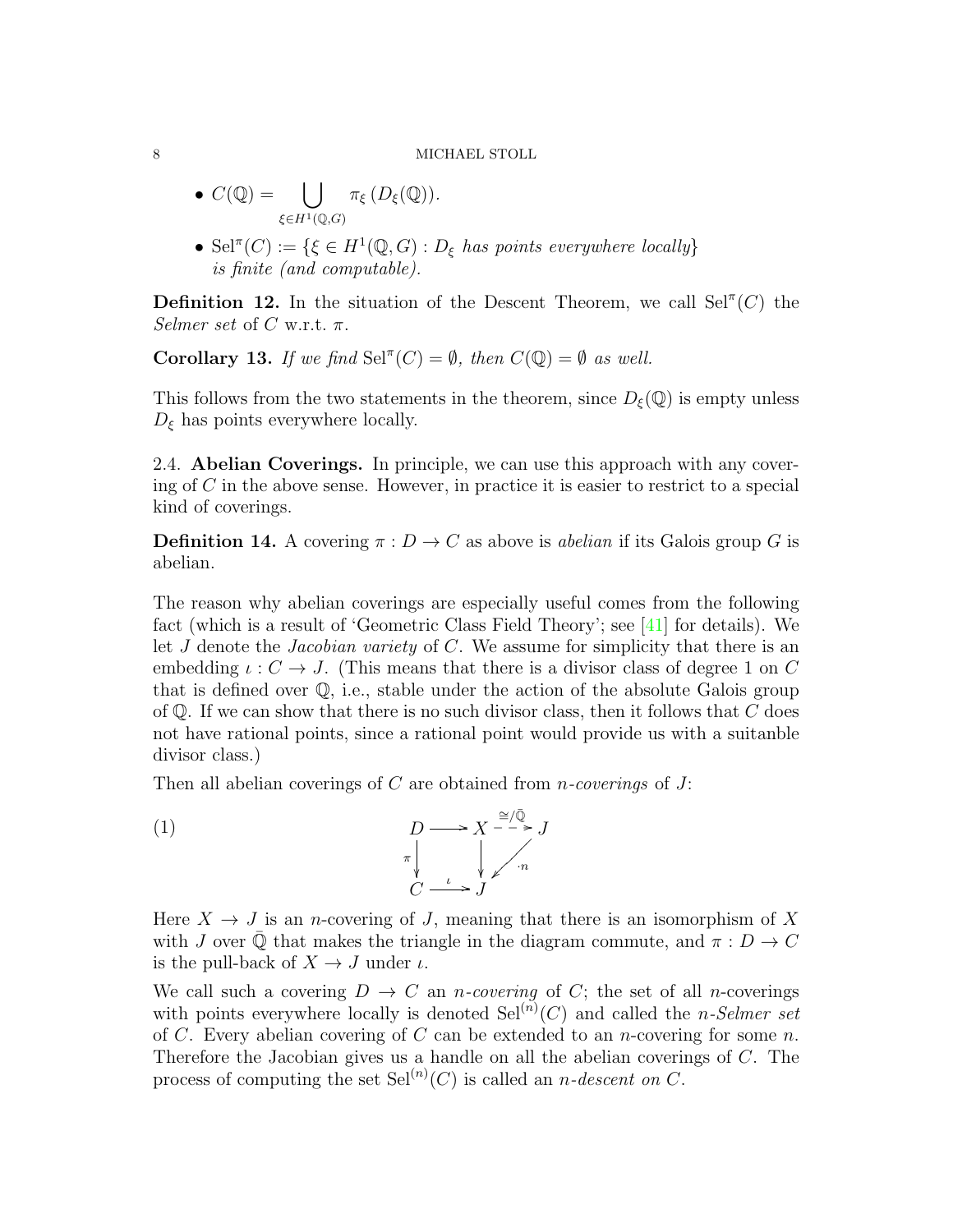- $C(\mathbb{Q}) = \bigcup_{\xi \in H^1(\mathbb{Q},G)} \pi_\xi\left(D_\xi(\mathbb{Q})\right)$.
- $\mathrm{Sel}^\pi(C) := \{\xi \in H^1(\mathbb{Q}, G) : D_\xi$ *has points everywhere locally*$\}$ *is finite (and computable).*

**Definition 12.** In the situation of the Descent Theorem, we call $\mathrm{Sel}^\pi(C)$ the *Selmer set* of $C$ w.r.t. $\pi$.

**Corollary 13.** *If we find* $\mathrm{Sel}^\pi(C) = \emptyset$*, then* $C(\mathbb{Q}) = \emptyset$ *as well.*

This follows from the two statements in the theorem, since $D_\xi(\mathbb{Q})$ is empty unless $D_\xi$ has points everywhere locally.

### 2.4. Abelian Coverings.

In principle, we can use this approach with any covering of $C$ in the above sense. However, in practice it is easier to restrict to a special kind of coverings.

**Definition 14.** A covering $\pi : D \to C$ as above is *abelian* if its Galois group $G$ is abelian.

The reason why abelian coverings are especially useful comes from the following fact (which is a result of 'Geometric Class Field Theory'; see [41] for details). We let $J$ denote the *Jacobian variety* of $C$. We assume for simplicity that there is an embedding $\iota : C \to J$. (This means that there is a divisor class of degree 1 on $C$ that is defined over $\mathbb{Q}$, i.e., stable under the action of the absolute Galois group of $\mathbb{Q}$. If we can show that there is no such divisor class, then it follows that $C$ does not have rational points, since a rational point would provide us with a suitanble divisor class.)

Then all abelian coverings of $C$ are obtained from *n-coverings* of $J$:

$$\begin{array}{ccccc} D & \longrightarrow & X & \overset{\cong/\bar{\mathbb{Q}}}{\dashrightarrow} & J \\ {\scriptstyle\pi}\downarrow & & \downarrow & \swarrow{\scriptstyle \cdot n} & \\ C & \overset{\iota}{\longrightarrow} & J & & \end{array} \tag{1}$$

Here $X \to J$ is an $n$-covering of $J$, meaning that there is an isomorphism of $X$ with $J$ over $\bar{\mathbb{Q}}$ that makes the triangle in the diagram commute, and $\pi : D \to C$ is the pull-back of $X \to J$ under $\iota$.

We call such a covering $D \to C$ an *n-covering* of $C$; the set of all $n$-coverings with points everywhere locally is denoted $\mathrm{Sel}^{(n)}(C)$ and called the *n-Selmer set* of $C$. Every abelian covering of $C$ can be extended to an $n$-covering for some $n$. Therefore the Jacobian gives us a handle on all the abelian coverings of $C$. The process of computing the set $\mathrm{Sel}^{(n)}(C)$ is called an *n-descent on* $C$.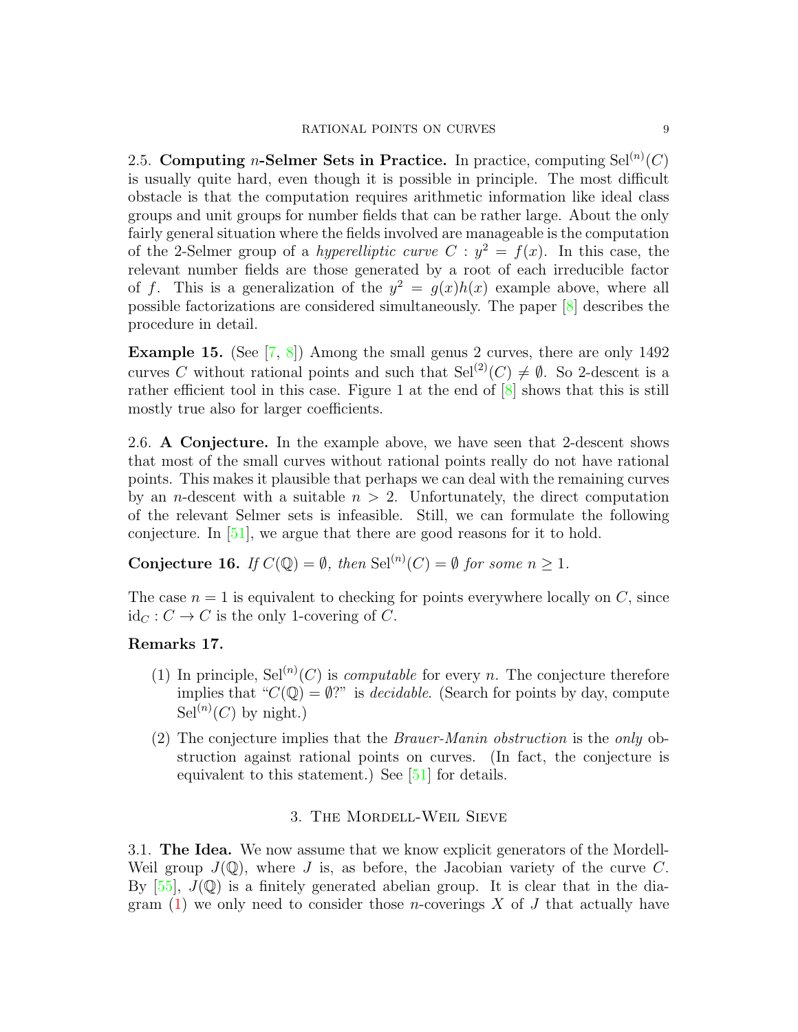2.5. **Computing $n$-Selmer Sets in Practice.** In practice, computing $\mathrm{Sel}^{(n)}(C)$ is usually quite hard, even though it is possible in principle. The most difficult obstacle is that the computation requires arithmetic information like ideal class groups and unit groups for number fields that can be rather large. About the only fairly general situation where the fields involved are manageable is the computation of the 2-Selmer group of a *hyperelliptic curve* $C : y^2 = f(x)$. In this case, the relevant number fields are those generated by a root of each irreducible factor of $f$. This is a generalization of the $y^2 = g(x)h(x)$ example above, where all possible factorizations are considered simultaneously. The paper [8] describes the procedure in detail.

**Example 15.** (See [7, 8]) Among the small genus 2 curves, there are only 1492 curves $C$ without rational points and such that $\mathrm{Sel}^{(2)}(C) \neq \emptyset$. So 2-descent is a rather efficient tool in this case. Figure 1 at the end of [8] shows that this is still mostly true also for larger coefficients.

2.6. **A Conjecture.** In the example above, we have seen that 2-descent shows that most of the small curves without rational points really do not have rational points. This makes it plausible that perhaps we can deal with the remaining curves by an $n$-descent with a suitable $n > 2$. Unfortunately, the direct computation of the relevant Selmer sets is infeasible. Still, we can formulate the following conjecture. In [51], we argue that there are good reasons for it to hold.

**Conjecture 16.** *If $C(\mathbb{Q}) = \emptyset$, then $\mathrm{Sel}^{(n)}(C) = \emptyset$ for some $n \geq 1$.*

The case $n = 1$ is equivalent to checking for points everywhere locally on $C$, since $\mathrm{id}_C : C \to C$ is the only 1-covering of $C$.

**Remarks 17.**

(1) In principle, $\mathrm{Sel}^{(n)}(C)$ is *computable* for every $n$. The conjecture therefore implies that "$C(\mathbb{Q}) = \emptyset$?" is *decidable*. (Search for points by day, compute $\mathrm{Sel}^{(n)}(C)$ by night.)

(2) The conjecture implies that the *Brauer-Manin obstruction* is the *only* obstruction against rational points on curves. (In fact, the conjecture is equivalent to this statement.) See [51] for details.

## 3. The Mordell-Weil Sieve

3.1. **The Idea.** We now assume that we know explicit generators of the Mordell-Weil group $J(\mathbb{Q})$, where $J$ is, as before, the Jacobian variety of the curve $C$. By [55], $J(\mathbb{Q})$ is a finitely generated abelian group. It is clear that in the diagram (1) we only need to consider those $n$-coverings $X$ of $J$ that actually have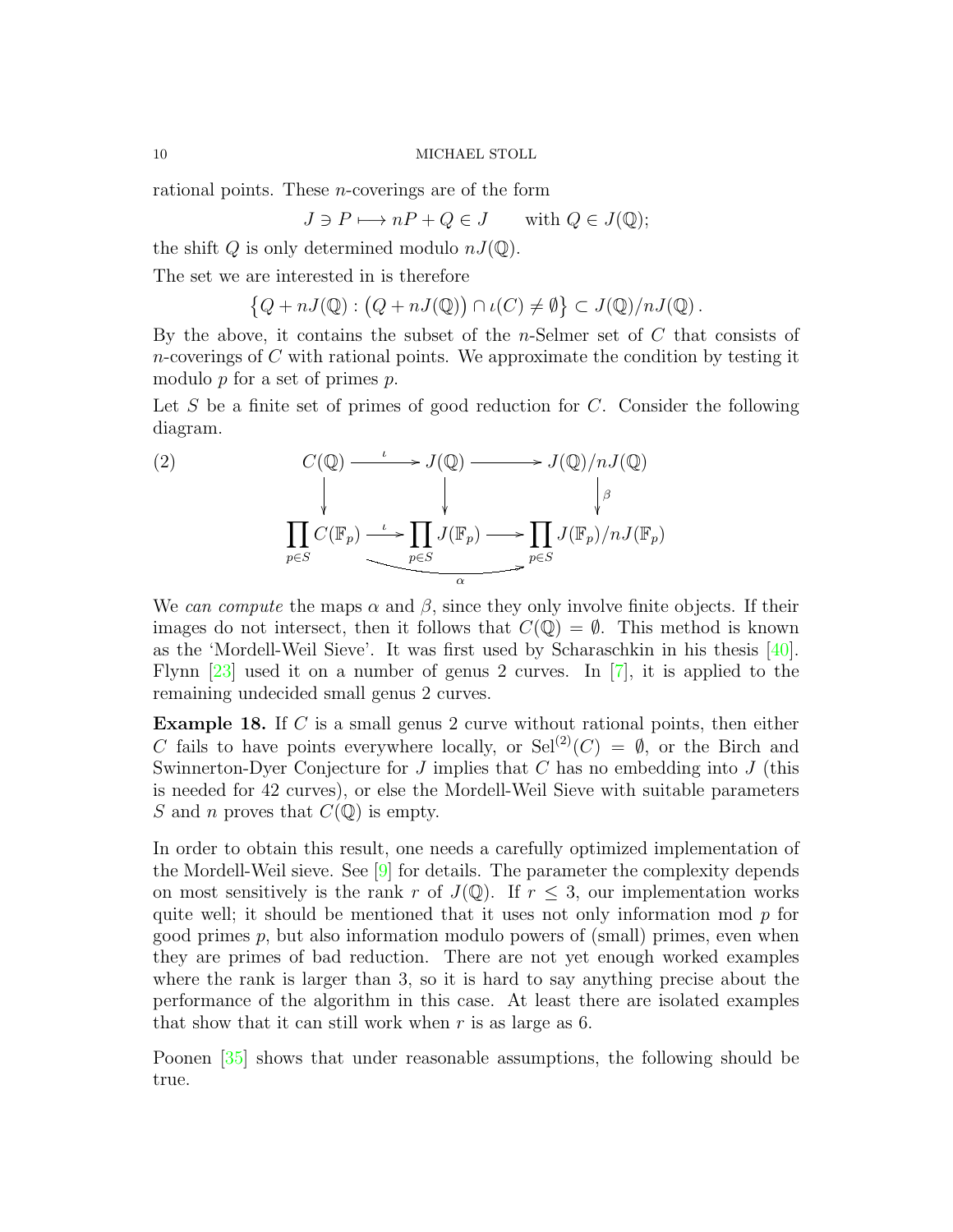rational points. These $n$-coverings are of the form

$$J \ni P \longmapsto nP + Q \in J \qquad \text{with } Q \in J(\mathbb{Q});$$

the shift $Q$ is only determined modulo $nJ(\mathbb{Q})$.

The set we are interested in is therefore

$$\{Q + nJ(\mathbb{Q}) : (Q + nJ(\mathbb{Q})) \cap \iota(C) \neq \emptyset\} \subset J(\mathbb{Q})/nJ(\mathbb{Q}).$$

By the above, it contains the subset of the $n$-Selmer set of $C$ that consists of $n$-coverings of $C$ with rational points. We approximate the condition by testing it modulo $p$ for a set of primes $p$.

Let $S$ be a finite set of primes of good reduction for $C$. Consider the following diagram.

$$\begin{array}{ccccc}
C(\mathbb{Q}) & \xrightarrow{\iota} & J(\mathbb{Q}) & \longrightarrow & J(\mathbb{Q})/nJ(\mathbb{Q}) \\
\downarrow & & \downarrow & & \downarrow \beta \\
\prod_{p \in S} C(\mathbb{F}_p) & \xrightarrow{\iota} & \prod_{p \in S} J(\mathbb{F}_p) & \longrightarrow & \prod_{p \in S} J(\mathbb{F}_p)/nJ(\mathbb{F}_p)
\end{array} \tag{2}$$

(where $\alpha$ denotes the composition of the bottom row $\prod_{p \in S} C(\mathbb{F}_p) \to \prod_{p \in S} J(\mathbb{F}_p)/nJ(\mathbb{F}_p)$)

We *can compute* the maps $\alpha$ and $\beta$, since they only involve finite objects. If their images do not intersect, then it follows that $C(\mathbb{Q}) = \emptyset$. This method is known as the 'Mordell-Weil Sieve'. It was first used by Scharaschkin in his thesis [40]. Flynn [23] used it on a number of genus 2 curves. In [7], it is applied to the remaining undecided small genus 2 curves.

**Example 18.** If $C$ is a small genus 2 curve without rational points, then either $C$ fails to have points everywhere locally, or $\mathrm{Sel}^{(2)}(C) = \emptyset$, or the Birch and Swinnerton-Dyer Conjecture for $J$ implies that $C$ has no embedding into $J$ (this is needed for 42 curves), or else the Mordell-Weil Sieve with suitable parameters $S$ and $n$ proves that $C(\mathbb{Q})$ is empty.

In order to obtain this result, one needs a carefully optimized implementation of the Mordell-Weil sieve. See [9] for details. The parameter the complexity depends on most sensitively is the rank $r$ of $J(\mathbb{Q})$. If $r \leq 3$, our implementation works quite well; it should be mentioned that it uses not only information mod $p$ for good primes $p$, but also information modulo powers of (small) primes, even when they are primes of bad reduction. There are not yet enough worked examples where the rank is larger than 3, so it is hard to say anything precise about the performance of the algorithm in this case. At least there are isolated examples that show that it can still work when $r$ is as large as 6.

Poonen [35] shows that under reasonable assumptions, the following should be true.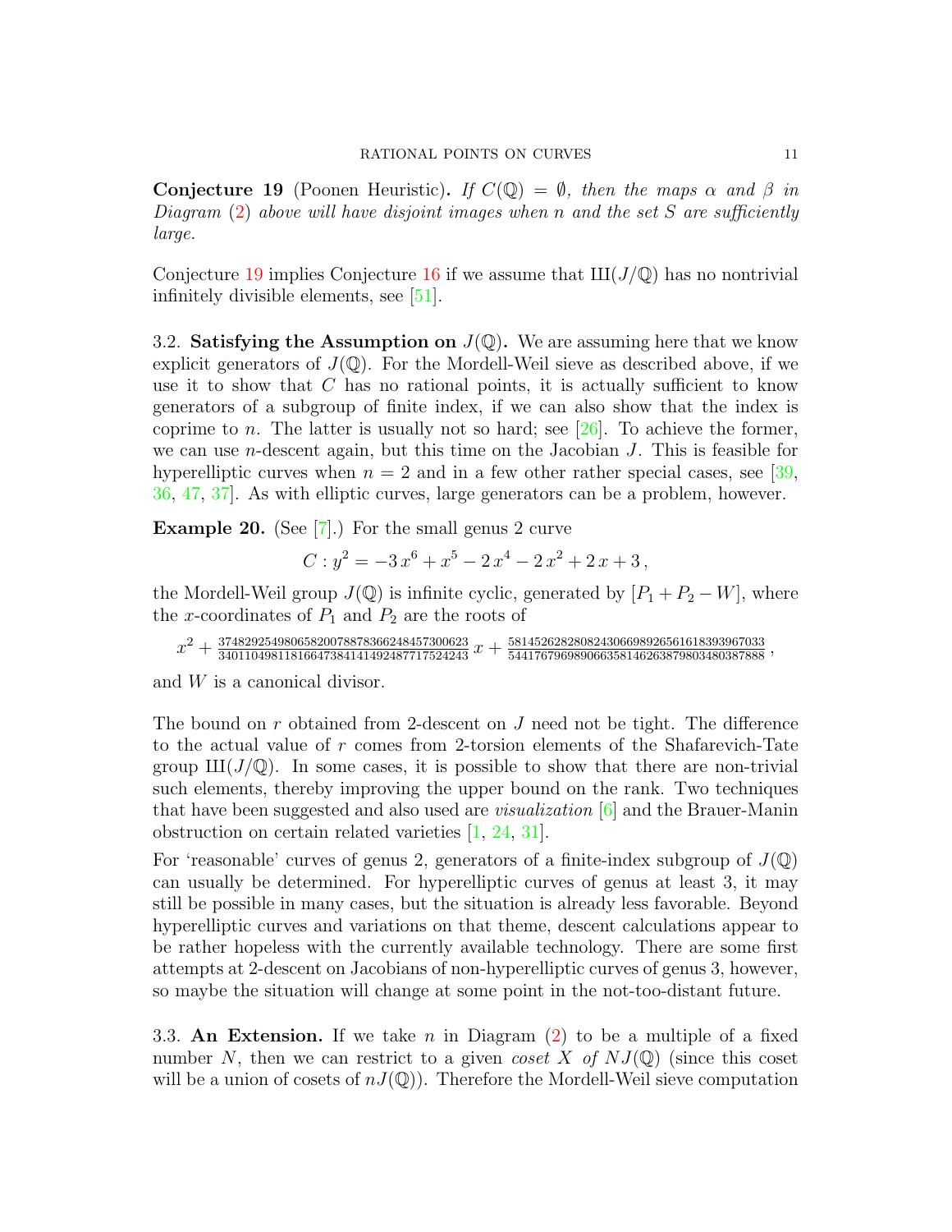**Conjecture 19** (Poonen Heuristic)**.** *If $C(\mathbb{Q}) = \emptyset$, then the maps $\alpha$ and $\beta$ in Diagram (2) above will have disjoint images when $n$ and the set $S$ are sufficiently large.*

Conjecture 19 implies Conjecture 16 if we assume that $Ш(J/\mathbb{Q})$ has no nontrivial infinitely divisible elements, see [51].

## 3.2. Satisfying the Assumption on $J(\mathbb{Q})$.

We are assuming here that we know explicit generators of $J(\mathbb{Q})$. For the Mordell-Weil sieve as described above, if we use it to show that $C$ has no rational points, it is actually sufficient to know generators of a subgroup of finite index, if we can also show that the index is coprime to $n$. The latter is usually not so hard; see [26]. To achieve the former, we can use $n$-descent again, but this time on the Jacobian $J$. This is feasible for hyperelliptic curves when $n = 2$ and in a few other rather special cases, see [39, 36, 47, 37]. As with elliptic curves, large generators can be a problem, however.

**Example 20.** (See [7].) For the small genus 2 curve

$$C : y^2 = -3\,x^6 + x^5 - 2\,x^4 - 2\,x^2 + 2\,x + 3\,,$$

the Mordell-Weil group $J(\mathbb{Q})$ is infinite cyclic, generated by $[P_1 + P_2 - W]$, where the $x$-coordinates of $P_1$ and $P_2$ are the roots of

$$x^2 + \tfrac{37482925498065820078878366248457300623}{34011049811816647384141492487717524243}\,x + \tfrac{581452628280824306698926561618393967033}{544176796989066358146263879803480387888}\,,$$

and $W$ is a canonical divisor.

The bound on $r$ obtained from 2-descent on $J$ need not be tight. The difference to the actual value of $r$ comes from 2-torsion elements of the Shafarevich-Tate group $Ш(J/\mathbb{Q})$. In some cases, it is possible to show that there are non-trivial such elements, thereby improving the upper bound on the rank. Two techniques that have been suggested and also used are *visualization* [6] and the Brauer-Manin obstruction on certain related varieties [1, 24, 31].

For 'reasonable' curves of genus 2, generators of a finite-index subgroup of $J(\mathbb{Q})$ can usually be determined. For hyperelliptic curves of genus at least 3, it may still be possible in many cases, but the situation is already less favorable. Beyond hyperelliptic curves and variations on that theme, descent calculations appear to be rather hopeless with the currently available technology. There are some first attempts at 2-descent on Jacobians of non-hyperelliptic curves of genus 3, however, so maybe the situation will change at some point in the not-too-distant future.

## 3.3. An Extension.

If we take $n$ in Diagram (2) to be a multiple of a fixed number $N$, then we can restrict to a given *coset $X$ of $NJ(\mathbb{Q})$* (since this coset will be a union of cosets of $nJ(\mathbb{Q})$). Therefore the Mordell-Weil sieve computation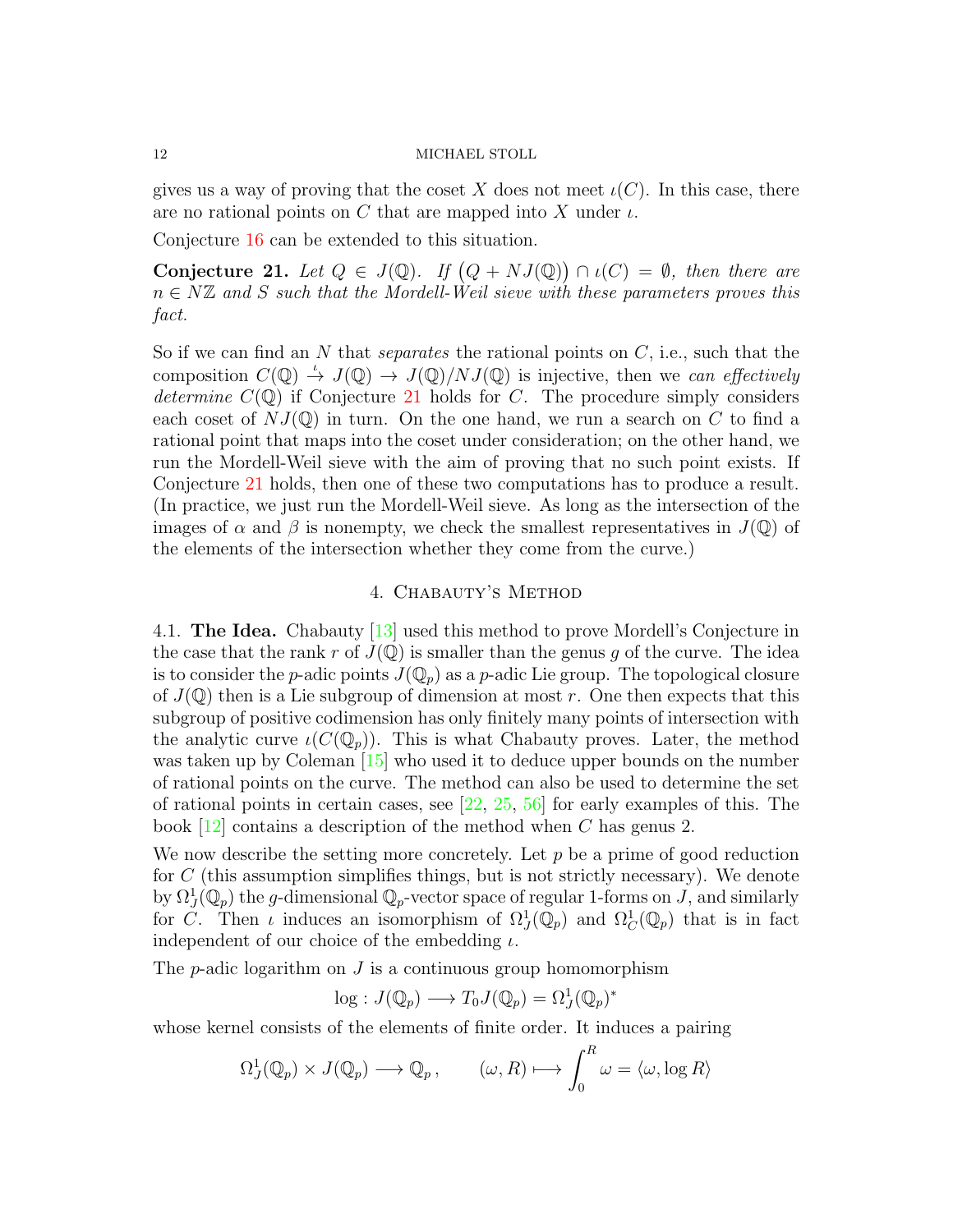gives us a way of proving that the coset $X$ does not meet $\iota(C)$. In this case, there are no rational points on $C$ that are mapped into $X$ under $\iota$.

Conjecture 16 can be extended to this situation.

**Conjecture 21.** *Let $Q \in J(\mathbb{Q})$. If $\bigl(Q + NJ(\mathbb{Q})\bigr) \cap \iota(C) = \emptyset$, then there are $n \in N\mathbb{Z}$ and $S$ such that the Mordell-Weil sieve with these parameters proves this fact.*

So if we can find an $N$ that *separates* the rational points on $C$, i.e., such that the composition $C(\mathbb{Q}) \xrightarrow{\iota} J(\mathbb{Q}) \to J(\mathbb{Q})/NJ(\mathbb{Q})$ is injective, then we *can effectively determine* $C(\mathbb{Q})$ if Conjecture 21 holds for $C$. The procedure simply considers each coset of $NJ(\mathbb{Q})$ in turn. On the one hand, we run a search on $C$ to find a rational point that maps into the coset under consideration; on the other hand, we run the Mordell-Weil sieve with the aim of proving that no such point exists. If Conjecture 21 holds, then one of these two computations has to produce a result. (In practice, we just run the Mordell-Weil sieve. As long as the intersection of the images of $\alpha$ and $\beta$ is nonempty, we check the smallest representatives in $J(\mathbb{Q})$ of the elements of the intersection whether they come from the curve.)

## 4. Chabauty's Method

**4.1. The Idea.** Chabauty [13] used this method to prove Mordell's Conjecture in the case that the rank $r$ of $J(\mathbb{Q})$ is smaller than the genus $g$ of the curve. The idea is to consider the $p$-adic points $J(\mathbb{Q}_p)$ as a $p$-adic Lie group. The topological closure of $J(\mathbb{Q})$ then is a Lie subgroup of dimension at most $r$. One then expects that this subgroup of positive codimension has only finitely many points of intersection with the analytic curve $\iota(C(\mathbb{Q}_p))$. This is what Chabauty proves. Later, the method was taken up by Coleman [15] who used it to deduce upper bounds on the number of rational points on the curve. The method can also be used to determine the set of rational points in certain cases, see [22, 25, 56] for early examples of this. The book [12] contains a description of the method when $C$ has genus 2.

We now describe the setting more concretely. Let $p$ be a prime of good reduction for $C$ (this assumption simplifies things, but is not strictly necessary). We denote by $\Omega^1_J(\mathbb{Q}_p)$ the $g$-dimensional $\mathbb{Q}_p$-vector space of regular 1-forms on $J$, and similarly for $C$. Then $\iota$ induces an isomorphism of $\Omega^1_J(\mathbb{Q}_p)$ and $\Omega^1_C(\mathbb{Q}_p)$ that is in fact independent of our choice of the embedding $\iota$.

The $p$-adic logarithm on $J$ is a continuous group homomorphism

$$\log : J(\mathbb{Q}_p) \longrightarrow T_0 J(\mathbb{Q}_p) = \Omega^1_J(\mathbb{Q}_p)^*$$

whose kernel consists of the elements of finite order. It induces a pairing

$$\Omega^1_J(\mathbb{Q}_p) \times J(\mathbb{Q}_p) \longrightarrow \mathbb{Q}_p\,, \qquad (\omega, R) \longmapsto \int_0^R \omega = \langle \omega, \log R \rangle$$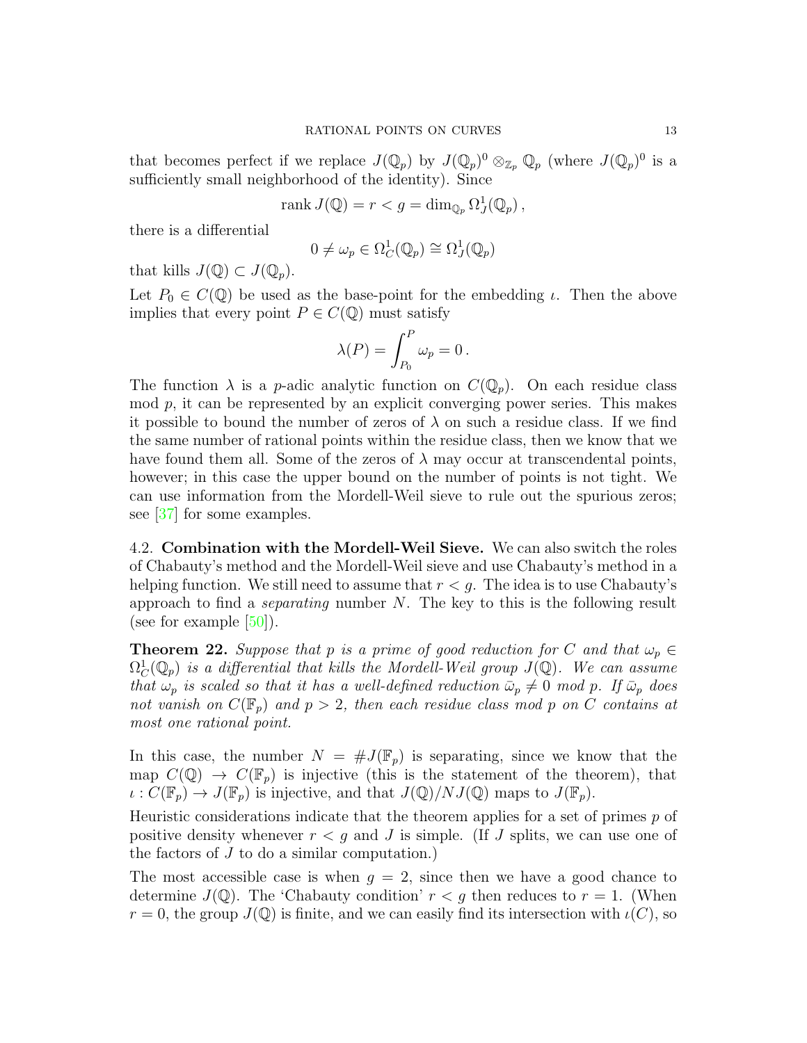that becomes perfect if we replace $J(\mathbb{Q}_p)$ by $J(\mathbb{Q}_p)^0 \otimes_{\mathbb{Z}_p} \mathbb{Q}_p$ (where $J(\mathbb{Q}_p)^0$ is a sufficiently small neighborhood of the identity). Since

$$\operatorname{rank} J(\mathbb{Q}) = r < g = \dim_{\mathbb{Q}_p} \Omega^1_J(\mathbb{Q}_p)\,,$$

there is a differential

$$0 \neq \omega_p \in \Omega^1_C(\mathbb{Q}_p) \cong \Omega^1_J(\mathbb{Q}_p)$$

that kills $J(\mathbb{Q}) \subset J(\mathbb{Q}_p)$.

Let $P_0 \in C(\mathbb{Q})$ be used as the base-point for the embedding $\iota$. Then the above implies that every point $P \in C(\mathbb{Q})$ must satisfy

$$\lambda(P) = \int_{P_0}^{P} \omega_p = 0\,.$$

The function $\lambda$ is a $p$-adic analytic function on $C(\mathbb{Q}_p)$. On each residue class mod $p$, it can be represented by an explicit converging power series. This makes it possible to bound the number of zeros of $\lambda$ on such a residue class. If we find the same number of rational points within the residue class, then we know that we have found them all. Some of the zeros of $\lambda$ may occur at transcendental points, however; in this case the upper bound on the number of points is not tight. We can use information from the Mordell-Weil sieve to rule out the spurious zeros; see [37] for some examples.

### 4.2. Combination with the Mordell-Weil Sieve.

We can also switch the roles of Chabauty's method and the Mordell-Weil sieve and use Chabauty's method in a helping function. We still need to assume that $r < g$. The idea is to use Chabauty's approach to find a *separating* number $N$. The key to this is the following result (see for example [50]).

**Theorem 22.** *Suppose that $p$ is a prime of good reduction for $C$ and that $\omega_p \in \Omega^1_C(\mathbb{Q}_p)$ is a differential that kills the Mordell-Weil group $J(\mathbb{Q})$. We can assume that $\omega_p$ is scaled so that it has a well-defined reduction $\bar{\omega}_p \neq 0$ mod $p$. If $\bar{\omega}_p$ does not vanish on $C(\mathbb{F}_p)$ and $p > 2$, then each residue class mod $p$ on $C$ contains at most one rational point.*

In this case, the number $N = \#J(\mathbb{F}_p)$ is separating, since we know that the map $C(\mathbb{Q}) \to C(\mathbb{F}_p)$ is injective (this is the statement of the theorem), that $\iota : C(\mathbb{F}_p) \to J(\mathbb{F}_p)$ is injective, and that $J(\mathbb{Q})/NJ(\mathbb{Q})$ maps to $J(\mathbb{F}_p)$.

Heuristic considerations indicate that the theorem applies for a set of primes $p$ of positive density whenever $r < g$ and $J$ is simple. (If $J$ splits, we can use one of the factors of $J$ to do a similar computation.)

The most accessible case is when $g = 2$, since then we have a good chance to determine $J(\mathbb{Q})$. The 'Chabauty condition' $r < g$ then reduces to $r = 1$. (When $r = 0$, the group $J(\mathbb{Q})$ is finite, and we can easily find its intersection with $\iota(C)$, so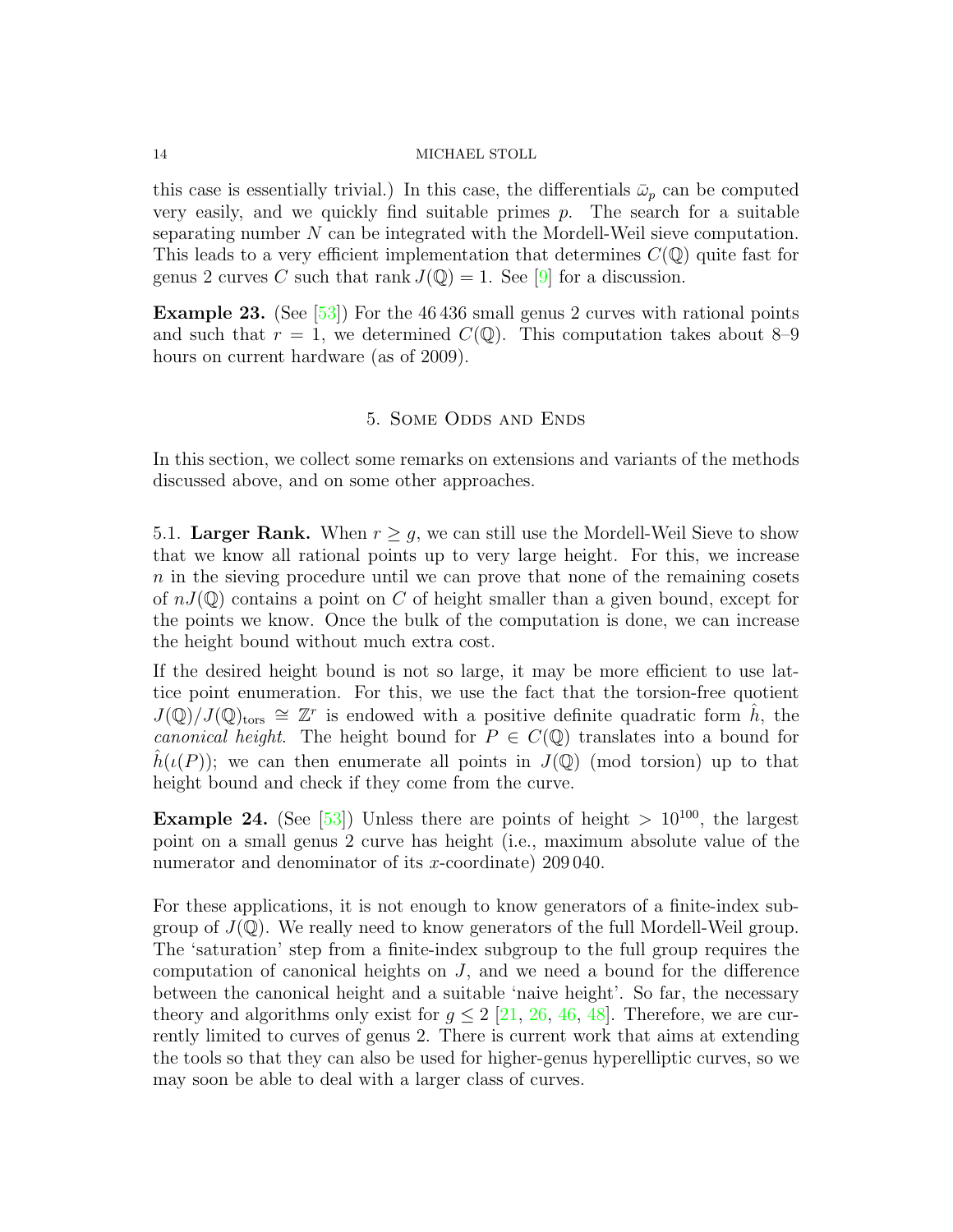this case is essentially trivial.) In this case, the differentials $\bar{\omega}_p$ can be computed very easily, and we quickly find suitable primes $p$. The search for a suitable separating number $N$ can be integrated with the Mordell-Weil sieve computation. This leads to a very efficient implementation that determines $C(\mathbb{Q})$ quite fast for genus 2 curves $C$ such that rank $J(\mathbb{Q}) = 1$. See [9] for a discussion.

**Example 23.** (See [53]) For the 46 436 small genus 2 curves with rational points and such that $r = 1$, we determined $C(\mathbb{Q})$. This computation takes about 8–9 hours on current hardware (as of 2009).

## 5. Some Odds and Ends

In this section, we collect some remarks on extensions and variants of the methods discussed above, and on some other approaches.

**5.1. Larger Rank.** When $r \geq g$, we can still use the Mordell-Weil Sieve to show that we know all rational points up to very large height. For this, we increase $n$ in the sieving procedure until we can prove that none of the remaining cosets of $nJ(\mathbb{Q})$ contains a point on $C$ of height smaller than a given bound, except for the points we know. Once the bulk of the computation is done, we can increase the height bound without much extra cost.

If the desired height bound is not so large, it may be more efficient to use lattice point enumeration. For this, we use the fact that the torsion-free quotient $J(\mathbb{Q})/J(\mathbb{Q})_{\text{tors}} \cong \mathbb{Z}^r$ is endowed with a positive definite quadratic form $\hat{h}$, the *canonical height*. The height bound for $P \in C(\mathbb{Q})$ translates into a bound for $\hat{h}(\iota(P))$; we can then enumerate all points in $J(\mathbb{Q})$ (mod torsion) up to that height bound and check if they come from the curve.

**Example 24.** (See [53]) Unless there are points of height $> 10^{100}$, the largest point on a small genus 2 curve has height (i.e., maximum absolute value of the numerator and denominator of its $x$-coordinate) 209 040.

For these applications, it is not enough to know generators of a finite-index subgroup of $J(\mathbb{Q})$. We really need to know generators of the full Mordell-Weil group. The 'saturation' step from a finite-index subgroup to the full group requires the computation of canonical heights on $J$, and we need a bound for the difference between the canonical height and a suitable 'naive height'. So far, the necessary theory and algorithms only exist for $g \leq 2$ [21, 26, 46, 48]. Therefore, we are currently limited to curves of genus 2. There is current work that aims at extending the tools so that they can also be used for higher-genus hyperelliptic curves, so we may soon be able to deal with a larger class of curves.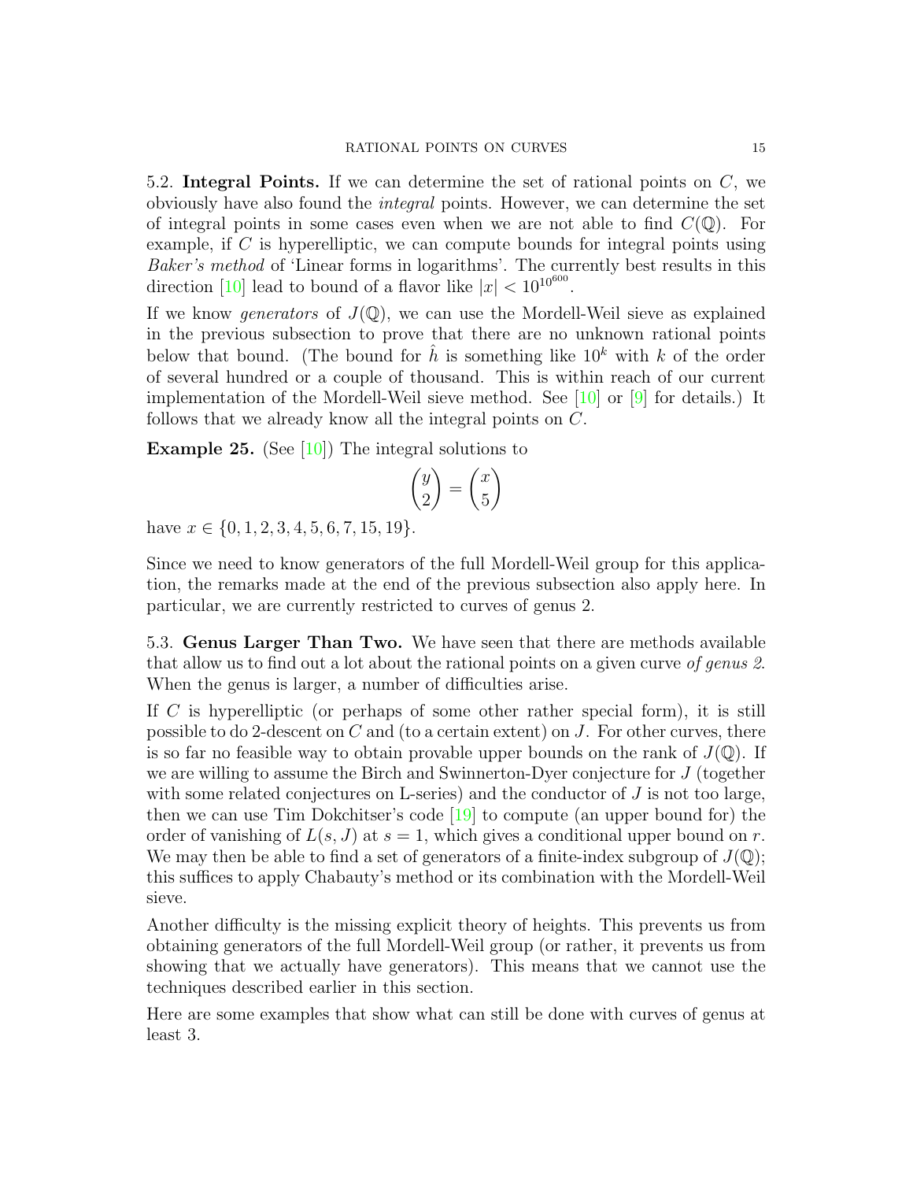### 5.2. Integral Points.

If we can determine the set of rational points on $C$, we obviously have also found the *integral* points. However, we can determine the set of integral points in some cases even when we are not able to find $C(\mathbb{Q})$. For example, if $C$ is hyperelliptic, we can compute bounds for integral points using *Baker's method* of 'Linear forms in logarithms'. The currently best results in this direction [10] lead to bound of a flavor like $|x| < 10^{10^{600}}$.

If we know *generators* of $J(\mathbb{Q})$, we can use the Mordell-Weil sieve as explained in the previous subsection to prove that there are no unknown rational points below that bound. (The bound for $\hat{h}$ is something like $10^k$ with $k$ of the order of several hundred or a couple of thousand. This is within reach of our current implementation of the Mordell-Weil sieve method. See [10] or [9] for details.) It follows that we already know all the integral points on $C$.

**Example 25.** (See [10]) The integral solutions to

$$\binom{y}{2} = \binom{x}{5}$$

have $x \in \{0, 1, 2, 3, 4, 5, 6, 7, 15, 19\}$.

Since we need to know generators of the full Mordell-Weil group for this application, the remarks made at the end of the previous subsection also apply here. In particular, we are currently restricted to curves of genus 2.

### 5.3. Genus Larger Than Two.

We have seen that there are methods available that allow us to find out a lot about the rational points on a given curve *of genus 2*. When the genus is larger, a number of difficulties arise.

If $C$ is hyperelliptic (or perhaps of some other rather special form), it is still possible to do 2-descent on $C$ and (to a certain extent) on $J$. For other curves, there is so far no feasible way to obtain provable upper bounds on the rank of $J(\mathbb{Q})$. If we are willing to assume the Birch and Swinnerton-Dyer conjecture for $J$ (together with some related conjectures on L-series) and the conductor of $J$ is not too large, then we can use Tim Dokchitser's code [19] to compute (an upper bound for) the order of vanishing of $L(s, J)$ at $s = 1$, which gives a conditional upper bound on $r$. We may then be able to find a set of generators of a finite-index subgroup of $J(\mathbb{Q})$; this suffices to apply Chabauty's method or its combination with the Mordell-Weil sieve.

Another difficulty is the missing explicit theory of heights. This prevents us from obtaining generators of the full Mordell-Weil group (or rather, it prevents us from showing that we actually have generators). This means that we cannot use the techniques described earlier in this section.

Here are some examples that show what can still be done with curves of genus at least 3.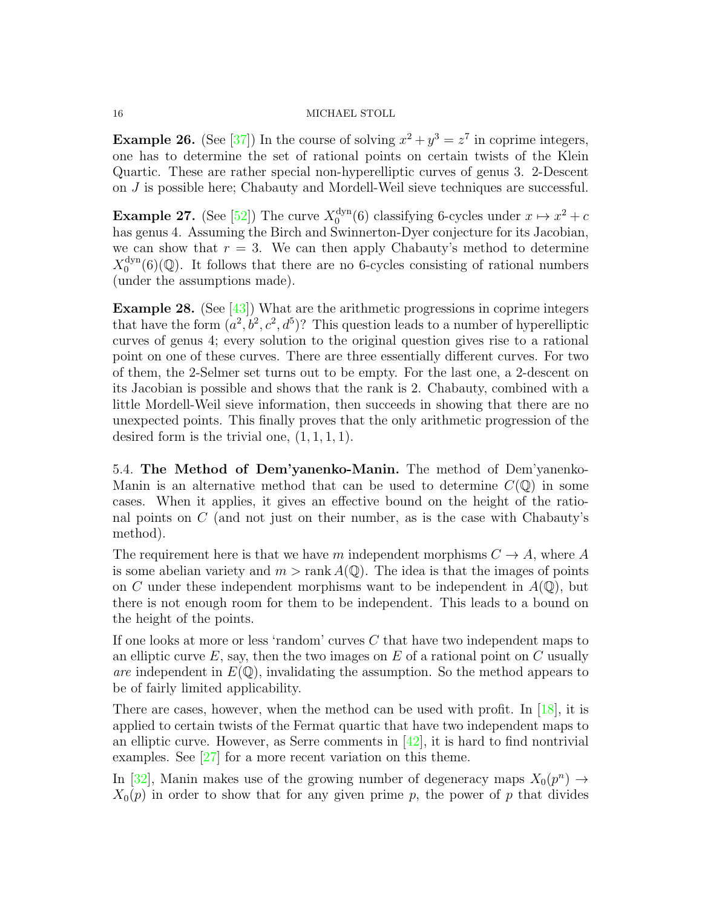**Example 26.** (See [37]) In the course of solving $x^2 + y^3 = z^7$ in coprime integers, one has to determine the set of rational points on certain twists of the Klein Quartic. These are rather special non-hyperelliptic curves of genus 3. 2-Descent on $J$ is possible here; Chabauty and Mordell-Weil sieve techniques are successful.

**Example 27.** (See [52]) The curve $X_0^{\mathrm{dyn}}(6)$ classifying 6-cycles under $x \mapsto x^2 + c$ has genus 4. Assuming the Birch and Swinnerton-Dyer conjecture for its Jacobian, we can show that $r = 3$. We can then apply Chabauty's method to determine $X_0^{\mathrm{dyn}}(6)(\mathbb{Q})$. It follows that there are no 6-cycles consisting of rational numbers (under the assumptions made).

**Example 28.** (See [43]) What are the arithmetic progressions in coprime integers that have the form $(a^2, b^2, c^2, d^5)$? This question leads to a number of hyperelliptic curves of genus 4; every solution to the original question gives rise to a rational point on one of these curves. There are three essentially different curves. For two of them, the 2-Selmer set turns out to be empty. For the last one, a 2-descent on its Jacobian is possible and shows that the rank is 2. Chabauty, combined with a little Mordell-Weil sieve information, then succeeds in showing that there are no unexpected points. This finally proves that the only arithmetic progression of the desired form is the trivial one, $(1, 1, 1, 1)$.

5.4. **The Method of Dem'yanenko-Manin.** The method of Dem'yanenko-Manin is an alternative method that can be used to determine $C(\mathbb{Q})$ in some cases. When it applies, it gives an effective bound on the height of the rational points on $C$ (and not just on their number, as is the case with Chabauty's method).

The requirement here is that we have $m$ independent morphisms $C \to A$, where $A$ is some abelian variety and $m > \operatorname{rank} A(\mathbb{Q})$. The idea is that the images of points on $C$ under these independent morphisms want to be independent in $A(\mathbb{Q})$, but there is not enough room for them to be independent. This leads to a bound on the height of the points.

If one looks at more or less 'random' curves $C$ that have two independent maps to an elliptic curve $E$, say, then the two images on $E$ of a rational point on $C$ usually *are* independent in $E(\mathbb{Q})$, invalidating the assumption. So the method appears to be of fairly limited applicability.

There are cases, however, when the method can be used with profit. In [18], it is applied to certain twists of the Fermat quartic that have two independent maps to an elliptic curve. However, as Serre comments in [42], it is hard to find nontrivial examples. See [27] for a more recent variation on this theme.

In [32], Manin makes use of the growing number of degeneracy maps $X_0(p^n) \to X_0(p)$ in order to show that for any given prime $p$, the power of $p$ that divides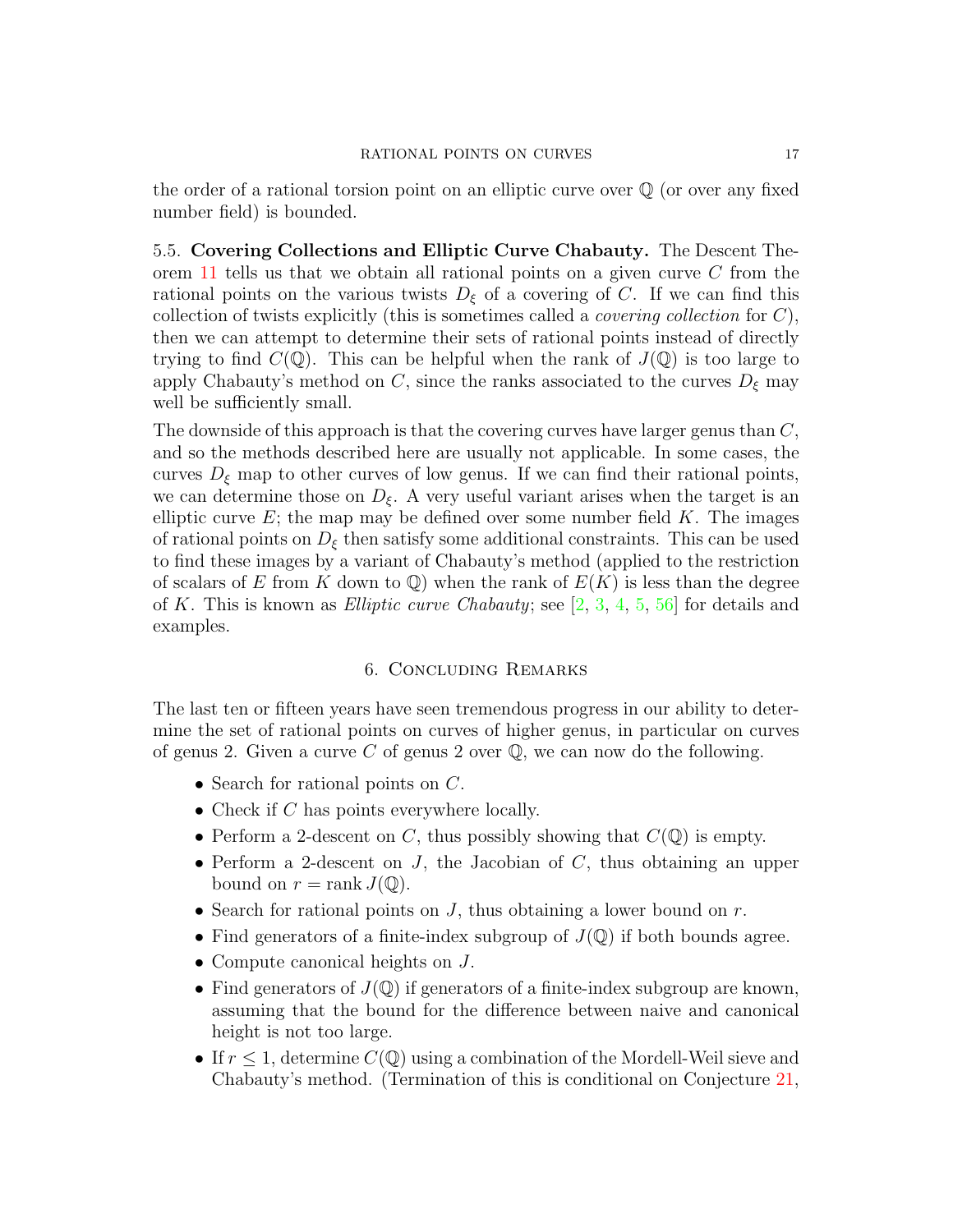the order of a rational torsion point on an elliptic curve over $\mathbb{Q}$ (or over any fixed number field) is bounded.

5.5. **Covering Collections and Elliptic Curve Chabauty.** The Descent Theorem 11 tells us that we obtain all rational points on a given curve $C$ from the rational points on the various twists $D_\xi$ of a covering of $C$. If we can find this collection of twists explicitly (this is sometimes called a *covering collection* for $C$), then we can attempt to determine their sets of rational points instead of directly trying to find $C(\mathbb{Q})$. This can be helpful when the rank of $J(\mathbb{Q})$ is too large to apply Chabauty's method on $C$, since the ranks associated to the curves $D_\xi$ may well be sufficiently small.

The downside of this approach is that the covering curves have larger genus than $C$, and so the methods described here are usually not applicable. In some cases, the curves $D_\xi$ map to other curves of low genus. If we can find their rational points, we can determine those on $D_\xi$. A very useful variant arises when the target is an elliptic curve $E$; the map may be defined over some number field $K$. The images of rational points on $D_\xi$ then satisfy some additional constraints. This can be used to find these images by a variant of Chabauty's method (applied to the restriction of scalars of $E$ from $K$ down to $\mathbb{Q}$) when the rank of $E(K)$ is less than the degree of $K$. This is known as *Elliptic curve Chabauty*; see [2, 3, 4, 5, 56] for details and examples.

## 6. Concluding Remarks

The last ten or fifteen years have seen tremendous progress in our ability to determine the set of rational points on curves of higher genus, in particular on curves of genus 2. Given a curve $C$ of genus 2 over $\mathbb{Q}$, we can now do the following.

- Search for rational points on $C$.
- Check if $C$ has points everywhere locally.
- Perform a 2-descent on $C$, thus possibly showing that $C(\mathbb{Q})$ is empty.
- Perform a 2-descent on $J$, the Jacobian of $C$, thus obtaining an upper bound on $r = \operatorname{rank} J(\mathbb{Q})$.
- Search for rational points on $J$, thus obtaining a lower bound on $r$.
- Find generators of a finite-index subgroup of $J(\mathbb{Q})$ if both bounds agree.
- Compute canonical heights on $J$.
- Find generators of $J(\mathbb{Q})$ if generators of a finite-index subgroup are known, assuming that the bound for the difference between naive and canonical height is not too large.
- If $r \leq 1$, determine $C(\mathbb{Q})$ using a combination of the Mordell-Weil sieve and Chabauty's method. (Termination of this is conditional on Conjecture 21,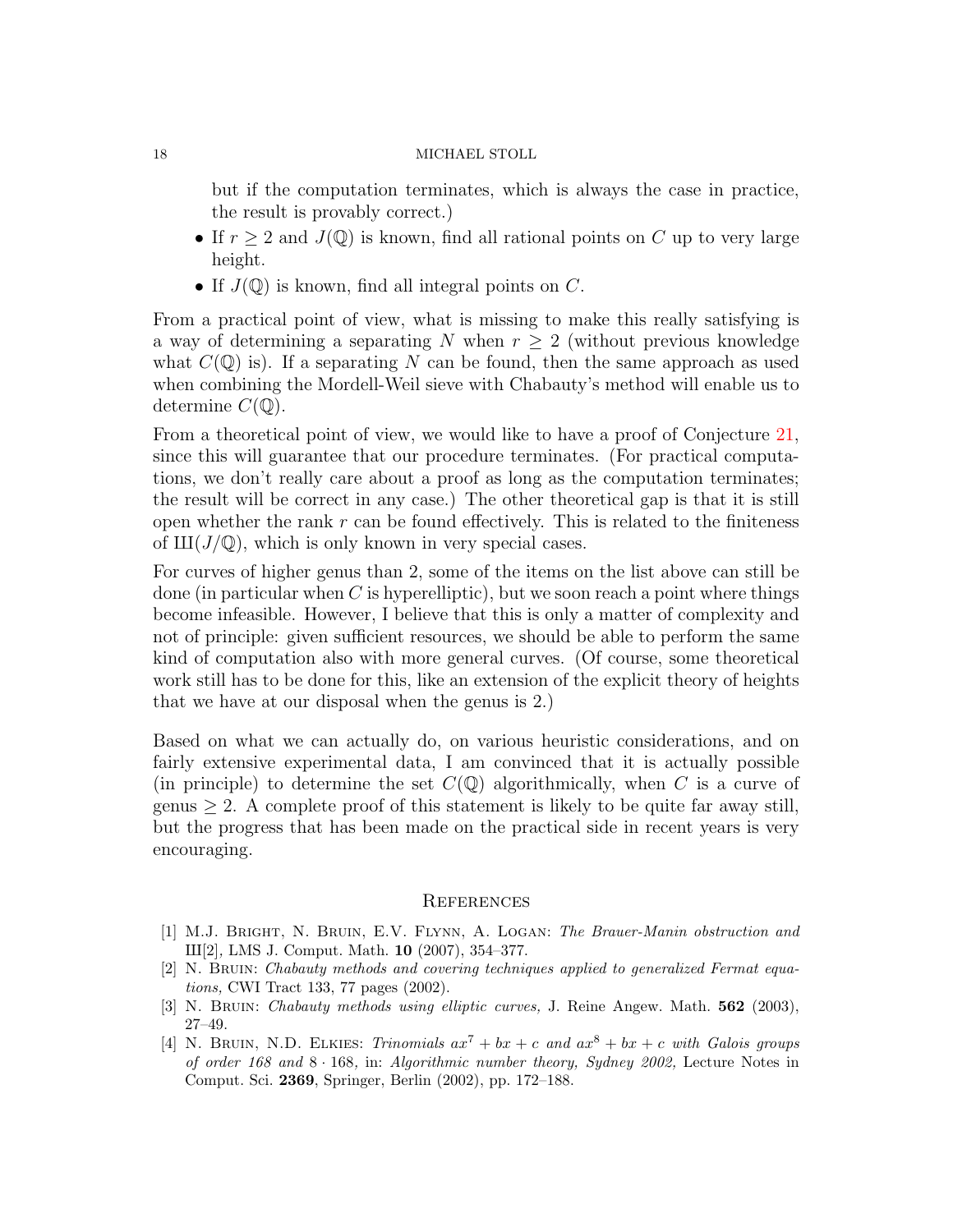but if the computation terminates, which is always the case in practice, the result is provably correct.)

- If $r \geq 2$ and $J(\mathbb{Q})$ is known, find all rational points on $C$ up to very large height.
- If $J(\mathbb{Q})$ is known, find all integral points on $C$.

From a practical point of view, what is missing to make this really satisfying is a way of determining a separating $N$ when $r \geq 2$ (without previous knowledge what $C(\mathbb{Q})$ is). If a separating $N$ can be found, then the same approach as used when combining the Mordell-Weil sieve with Chabauty's method will enable us to determine $C(\mathbb{Q})$.

From a theoretical point of view, we would like to have a proof of Conjecture 21, since this will guarantee that our procedure terminates. (For practical computations, we don't really care about a proof as long as the computation terminates; the result will be correct in any case.) The other theoretical gap is that it is still open whether the rank $r$ can be found effectively. This is related to the finiteness of $\text{Ш}(J/\mathbb{Q})$, which is only known in very special cases.

For curves of higher genus than 2, some of the items on the list above can still be done (in particular when $C$ is hyperelliptic), but we soon reach a point where things become infeasible. However, I believe that this is only a matter of complexity and not of principle: given sufficient resources, we should be able to perform the same kind of computation also with more general curves. (Of course, some theoretical work still has to be done for this, like an extension of the explicit theory of heights that we have at our disposal when the genus is 2.)

Based on what we can actually do, on various heuristic considerations, and on fairly extensive experimental data, I am convinced that it is actually possible (in principle) to determine the set $C(\mathbb{Q})$ algorithmically, when $C$ is a curve of genus $\geq 2$. A complete proof of this statement is likely to be quite far away still, but the progress that has been made on the practical side in recent years is very encouraging.

## References

[1] M.J. Bright, N. Bruin, E.V. Flynn, A. Logan: *The Brauer-Manin obstruction and* $\text{Ш}[2]$, LMS J. Comput. Math. **10** (2007), 354–377.

[2] N. Bruin: *Chabauty methods and covering techniques applied to generalized Fermat equations,* CWI Tract 133, 77 pages (2002).

[3] N. Bruin: *Chabauty methods using elliptic curves,* J. Reine Angew. Math. **562** (2003), 27–49.

[4] N. Bruin, N.D. Elkies: *Trinomials* $ax^7 + bx + c$ *and* $ax^8 + bx + c$ *with Galois groups of order 168 and* $8 \cdot 168$, in: *Algorithmic number theory, Sydney 2002,* Lecture Notes in Comput. Sci. **2369**, Springer, Berlin (2002), pp. 172–188.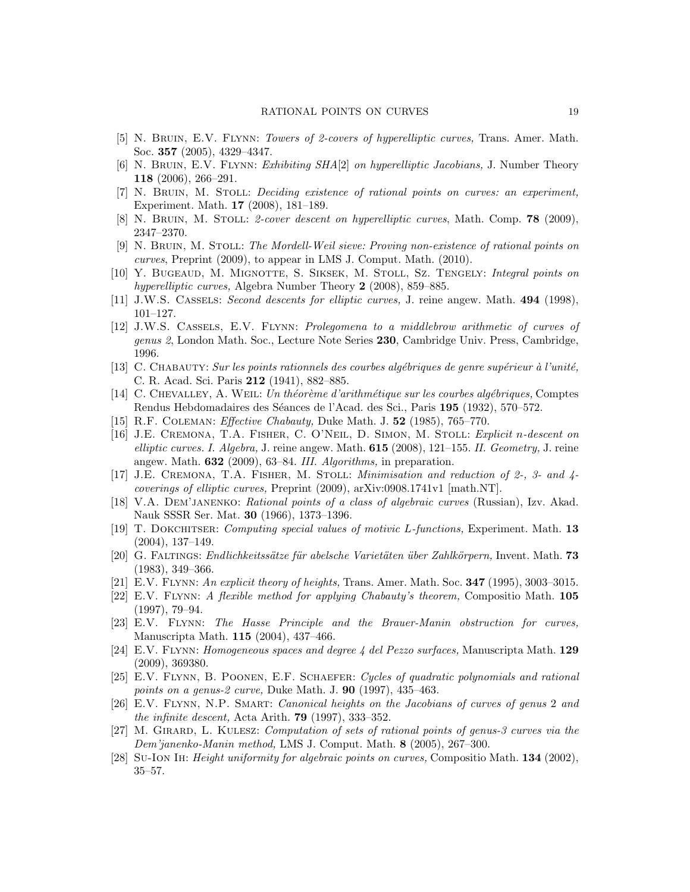[5] N. Bruin, E.V. Flynn: *Towers of 2-covers of hyperelliptic curves,* Trans. Amer. Math. Soc. **357** (2005), 4329–4347.

[6] N. Bruin, E.V. Flynn: *Exhibiting SHA[2] on hyperelliptic Jacobians,* J. Number Theory **118** (2006), 266–291.

[7] N. Bruin, M. Stoll: *Deciding existence of rational points on curves: an experiment,* Experiment. Math. **17** (2008), 181–189.

[8] N. Bruin, M. Stoll: *2-cover descent on hyperelliptic curves*, Math. Comp. **78** (2009), 2347–2370.

[9] N. Bruin, M. Stoll: *The Mordell-Weil sieve: Proving non-existence of rational points on curves*, Preprint (2009), to appear in LMS J. Comput. Math. (2010).

[10] Y. Bugeaud, M. Mignotte, S. Siksek, M. Stoll, Sz. Tengely: *Integral points on hyperelliptic curves,* Algebra Number Theory **2** (2008), 859–885.

[11] J.W.S. Cassels: *Second descents for elliptic curves,* J. reine angew. Math. **494** (1998), 101–127.

[12] J.W.S. Cassels, E.V. Flynn: *Prolegomena to a middlebrow arithmetic of curves of genus 2*, London Math. Soc., Lecture Note Series **230**, Cambridge Univ. Press, Cambridge, 1996.

[13] C. Chabauty: *Sur les points rationnels des courbes algébriques de genre supérieur à l'unité,* C. R. Acad. Sci. Paris **212** (1941), 882–885.

[14] C. Chevalley, A. Weil: *Un théorème d'arithmétique sur les courbes algébriques,* Comptes Rendus Hebdomadaires des Séances de l'Acad. des Sci., Paris **195** (1932), 570–572.

[15] R.F. Coleman: *Effective Chabauty,* Duke Math. J. **52** (1985), 765–770.

[16] J.E. Cremona, T.A. Fisher, C. O'Neil, D. Simon, M. Stoll: *Explicit n-descent on elliptic curves. I. Algebra,* J. reine angew. Math. **615** (2008), 121–155. *II. Geometry,* J. reine angew. Math. **632** (2009), 63–84. *III. Algorithms,* in preparation.

[17] J.E. Cremona, T.A. Fisher, M. Stoll: *Minimisation and reduction of 2-, 3- and 4-coverings of elliptic curves,* Preprint (2009), arXiv:0908.1741v1 [math.NT].

[18] V.A. Dem'janenko: *Rational points of a class of algebraic curves* (Russian), Izv. Akad. Nauk SSSR Ser. Mat. **30** (1966), 1373–1396.

[19] T. Dokchitser: *Computing special values of motivic L-functions,* Experiment. Math. **13** (2004), 137–149.

[20] G. Faltings: *Endlichkeitssätze für abelsche Varietäten über Zahlkörpern,* Invent. Math. **73** (1983), 349–366.

[21] E.V. Flynn: *An explicit theory of heights,* Trans. Amer. Math. Soc. **347** (1995), 3003–3015.

[22] E.V. Flynn: *A flexible method for applying Chabauty's theorem,* Compositio Math. **105** (1997), 79–94.

[23] E.V. Flynn: *The Hasse Principle and the Brauer-Manin obstruction for curves,* Manuscripta Math. **115** (2004), 437–466.

[24] E.V. Flynn: *Homogeneous spaces and degree 4 del Pezzo surfaces,* Manuscripta Math. **129** (2009), 369380.

[25] E.V. Flynn, B. Poonen, E.F. Schaefer: *Cycles of quadratic polynomials and rational points on a genus-2 curve,* Duke Math. J. **90** (1997), 435–463.

[26] E.V. Flynn, N.P. Smart: *Canonical heights on the Jacobians of curves of genus 2 and the infinite descent,* Acta Arith. **79** (1997), 333–352.

[27] M. Girard, L. Kulesz: *Computation of sets of rational points of genus-3 curves via the Dem'janenko-Manin method,* LMS J. Comput. Math. **8** (2005), 267–300.

[28] Su-Ion Ih: *Height uniformity for algebraic points on curves,* Compositio Math. **134** (2002), 35–57.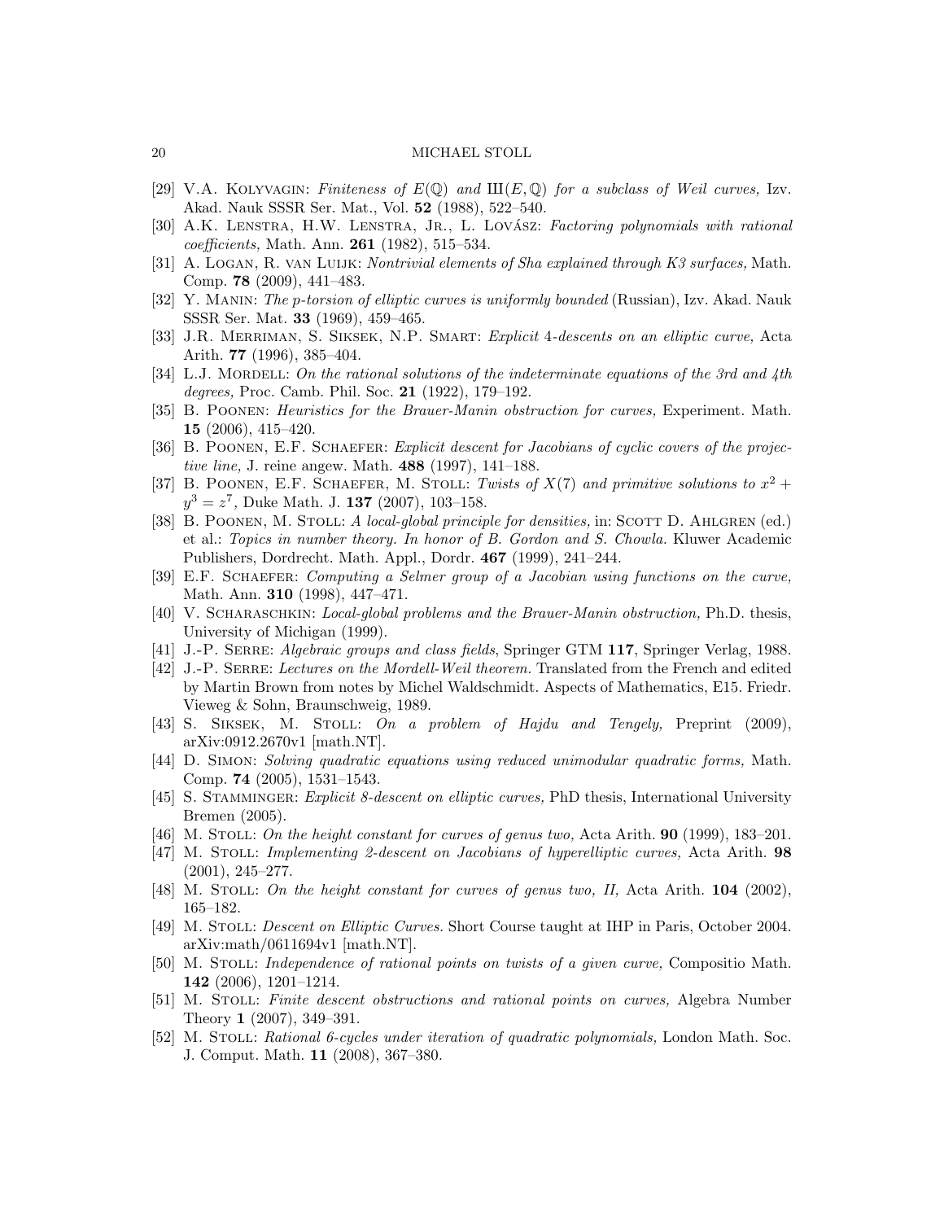[29] V.A. Kolyvagin: *Finiteness of $E(\mathbb{Q})$ and $\text{Ш}(E, \mathbb{Q})$ for a subclass of Weil curves,* Izv. Akad. Nauk SSSR Ser. Mat., Vol. **52** (1988), 522–540.

[30] A.K. Lenstra, H.W. Lenstra, Jr., L. Lovász: *Factoring polynomials with rational coefficients,* Math. Ann. **261** (1982), 515–534.

[31] A. Logan, R. van Luijk: *Nontrivial elements of Sha explained through K3 surfaces,* Math. Comp. **78** (2009), 441–483.

[32] Y. Manin: *The p-torsion of elliptic curves is uniformly bounded* (Russian), Izv. Akad. Nauk SSSR Ser. Mat. **33** (1969), 459–465.

[33] J.R. Merriman, S. Siksek, N.P. Smart: *Explicit 4-descents on an elliptic curve,* Acta Arith. **77** (1996), 385–404.

[34] L.J. Mordell: *On the rational solutions of the indeterminate equations of the 3rd and 4th degrees,* Proc. Camb. Phil. Soc. **21** (1922), 179–192.

[35] B. Poonen: *Heuristics for the Brauer-Manin obstruction for curves,* Experiment. Math. **15** (2006), 415–420.

[36] B. Poonen, E.F. Schaefer: *Explicit descent for Jacobians of cyclic covers of the projective line,* J. reine angew. Math. **488** (1997), 141–188.

[37] B. Poonen, E.F. Schaefer, M. Stoll: *Twists of $X(7)$ and primitive solutions to $x^2 + y^3 = z^7$,* Duke Math. J. **137** (2007), 103–158.

[38] B. Poonen, M. Stoll: *A local-global principle for densities,* in: Scott D. Ahlgren (ed.) et al.: *Topics in number theory. In honor of B. Gordon and S. Chowla.* Kluwer Academic Publishers, Dordrecht. Math. Appl., Dordr. **467** (1999), 241–244.

[39] E.F. Schaefer: *Computing a Selmer group of a Jacobian using functions on the curve,* Math. Ann. **310** (1998), 447–471.

[40] V. Scharaschkin: *Local-global problems and the Brauer-Manin obstruction,* Ph.D. thesis, University of Michigan (1999).

[41] J.-P. Serre: *Algebraic groups and class fields*, Springer GTM **117**, Springer Verlag, 1988.

[42] J.-P. Serre: *Lectures on the Mordell-Weil theorem.* Translated from the French and edited by Martin Brown from notes by Michel Waldschmidt. Aspects of Mathematics, E15. Friedr. Vieweg & Sohn, Braunschweig, 1989.

[43] S. Siksek, M. Stoll: *On a problem of Hajdu and Tengely,* Preprint (2009), arXiv:0912.2670v1 [math.NT].

[44] D. Simon: *Solving quadratic equations using reduced unimodular quadratic forms,* Math. Comp. **74** (2005), 1531–1543.

[45] S. Stamminger: *Explicit 8-descent on elliptic curves,* PhD thesis, International University Bremen (2005).

[46] M. Stoll: *On the height constant for curves of genus two,* Acta Arith. **90** (1999), 183–201.

[47] M. Stoll: *Implementing 2-descent on Jacobians of hyperelliptic curves,* Acta Arith. **98** (2001), 245–277.

[48] M. Stoll: *On the height constant for curves of genus two, II,* Acta Arith. **104** (2002), 165–182.

[49] M. Stoll: *Descent on Elliptic Curves.* Short Course taught at IHP in Paris, October 2004. arXiv:math/0611694v1 [math.NT].

[50] M. Stoll: *Independence of rational points on twists of a given curve,* Compositio Math. **142** (2006), 1201–1214.

[51] M. Stoll: *Finite descent obstructions and rational points on curves,* Algebra Number Theory **1** (2007), 349–391.

[52] M. Stoll: *Rational 6-cycles under iteration of quadratic polynomials,* London Math. Soc. J. Comput. Math. **11** (2008), 367–380.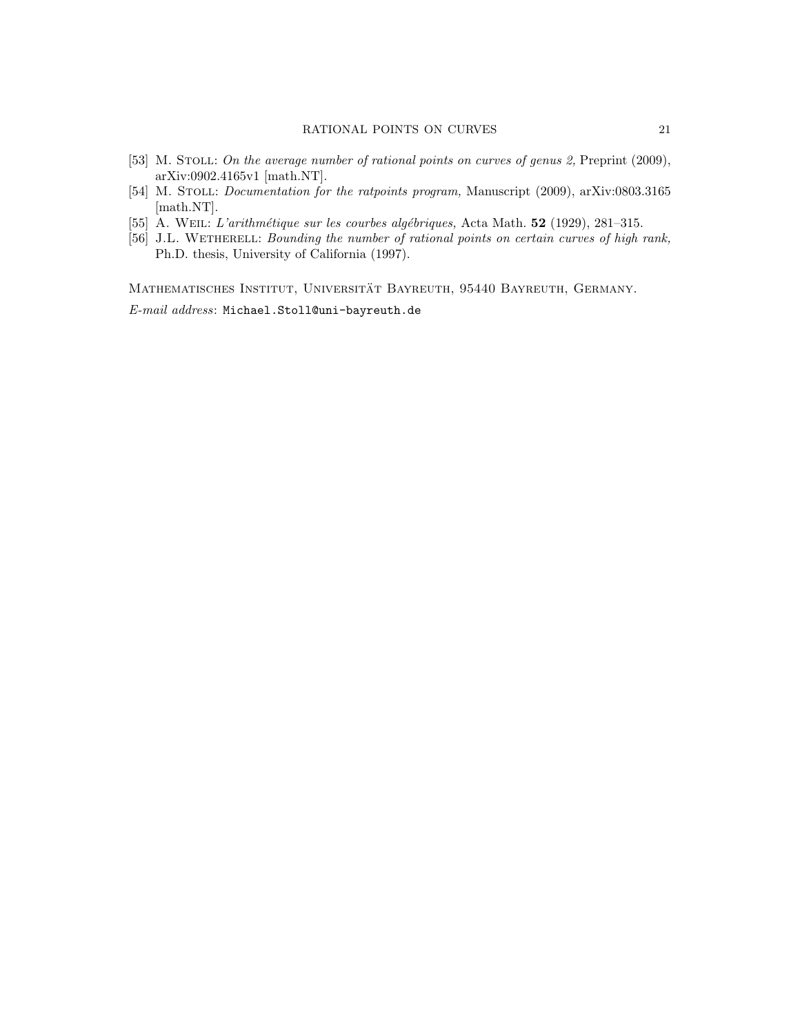[53] M. Stoll: *On the average number of rational points on curves of genus 2,* Preprint (2009), arXiv:0902.4165v1 [math.NT].

[54] M. Stoll: *Documentation for the ratpoints program,* Manuscript (2009), arXiv:0803.3165 [math.NT].

[55] A. Weil: *L'arithmétique sur les courbes algébriques,* Acta Math. **52** (1929), 281–315.

[56] J.L. Wetherell: *Bounding the number of rational points on certain curves of high rank,* Ph.D. thesis, University of California (1997).

Mathematisches Institut, Universität Bayreuth, 95440 Bayreuth, Germany.

*E-mail address*: `Michael.Stoll@uni-bayreuth.de`